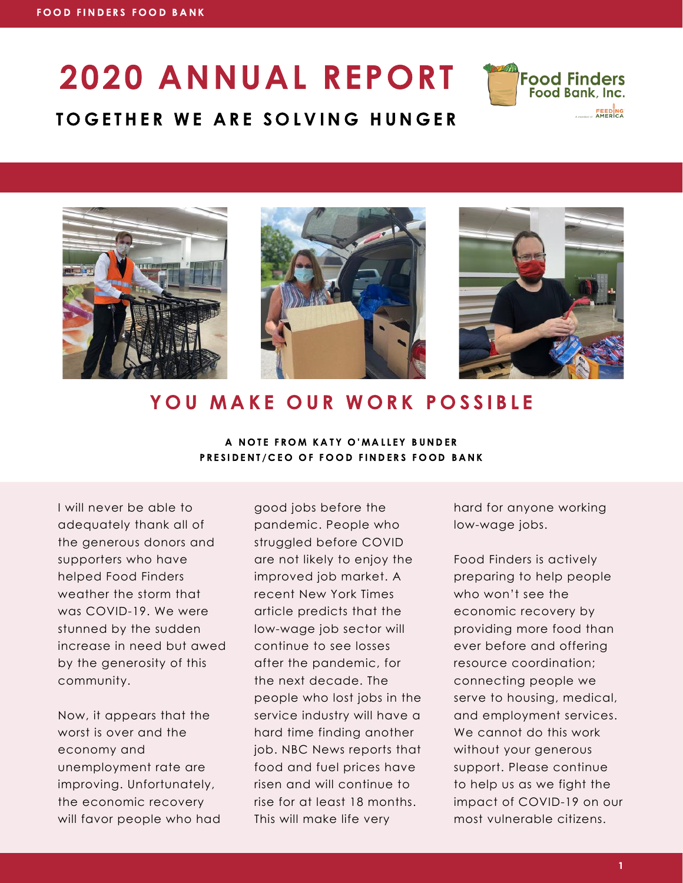# 2020 ANNUAL REPORT

## TOGETHER WE ARE SOLVING HUNGER

Food Finders Food Bank, Inc.

## YOU MAKE OUR WORK POSSIBLE

**A NOTE FROM KATY O'MALLEY BUNDER**
**PRESIDENT/CEO OF FOOD FINDERS FOOD BANK**

I will never be able to adequately thank all of the generous donors and supporters who have helped Food Finders weather the storm that was COVID-19. We were stunned by the sudden increase in need but awed by the generosity of this community.

Now, it appears that the worst is over and the economy and unemployment rate are improving. Unfortunately, the economic recovery will favor people who had good jobs before the pandemic. People who struggled before COVID are not likely to enjoy the improved job market. A recent New York Times article predicts that the low-wage job sector will continue to see losses after the pandemic, for the next decade. The people who lost jobs in the service industry will have a hard time finding another job. NBC News reports that food and fuel prices have risen and will continue to rise for at least 18 months. This will make life very hard for anyone working low-wage jobs.

Food Finders is actively preparing to help people who won't see the economic recovery by providing more food than ever before and offering resource coordination; connecting people we serve to housing, medical, and employment services. We cannot do this work without your generous support. Please continue to help us as we fight the impact of COVID-19 on our most vulnerable citizens.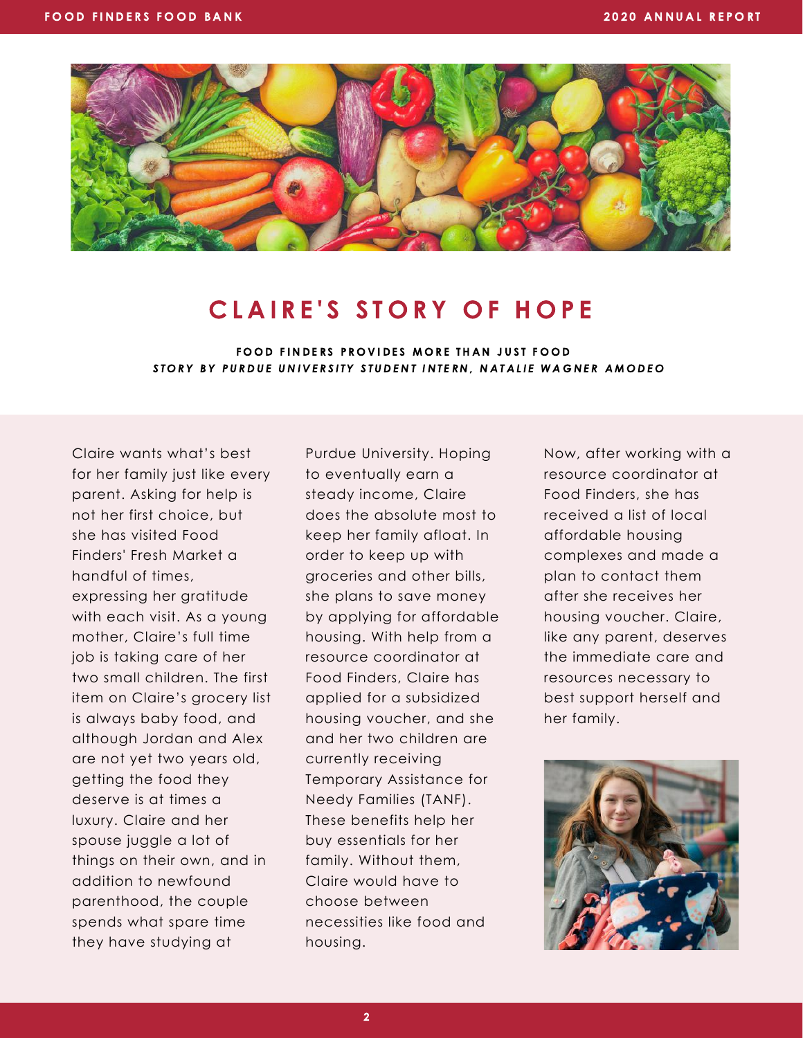# CLAIRE'S STORY OF HOPE

**FOOD FINDERS PROVIDES MORE THAN JUST FOOD**

***STORY BY PURDUE UNIVERSITY STUDENT INTERN, NATALIE WAGNER AMODEO***

Claire wants what's best for her family just like every parent. Asking for help is not her first choice, but she has visited Food Finders' Fresh Market a handful of times, expressing her gratitude with each visit. As a young mother, Claire's full time job is taking care of her two small children. The first item on Claire's grocery list is always baby food, and although Jordan and Alex are not yet two years old, getting the food they deserve is at times a luxury. Claire and her spouse juggle a lot of things on their own, and in addition to newfound parenthood, the couple spends what spare time they have studying at Purdue University. Hoping to eventually earn a steady income, Claire does the absolute most to keep her family afloat. In order to keep up with groceries and other bills, she plans to save money by applying for affordable housing. With help from a resource coordinator at Food Finders, Claire has applied for a subsidized housing voucher, and she and her two children are currently receiving Temporary Assistance for Needy Families (TANF). These benefits help her buy essentials for her family. Without them, Claire would have to choose between necessities like food and housing.

Now, after working with a resource coordinator at Food Finders, she has received a list of local affordable housing complexes and made a plan to contact them after she receives her housing voucher. Claire, like any parent, deserves the immediate care and resources necessary to best support herself and her family.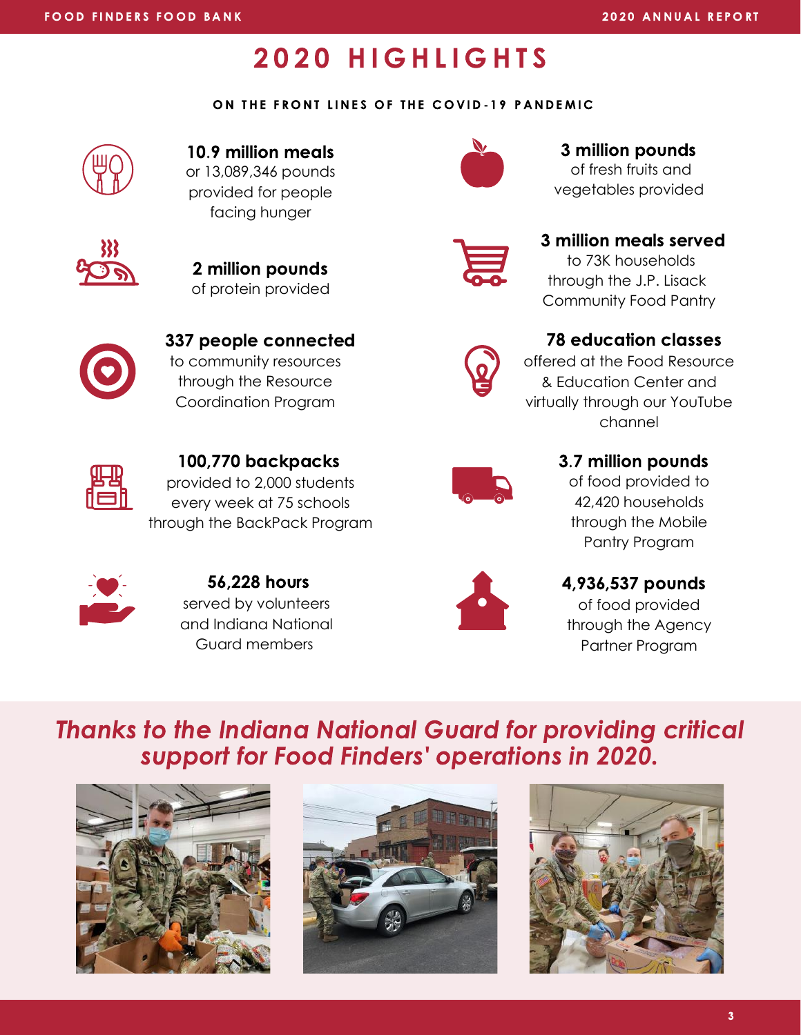# 2020 HIGHLIGHTS

**ON THE FRONT LINES OF THE COVID-19 PANDEMIC**

**10.9 million meals**
or 13,089,346 pounds provided for people facing hunger

**2 million pounds**
of protein provided

**337 people connected**
to community resources through the Resource Coordination Program

**100,770 backpacks**
provided to 2,000 students every week at 75 schools through the BackPack Program

**56,228 hours**
served by volunteers and Indiana National Guard members

**3 million pounds**
of fresh fruits and vegetables provided

**3 million meals served**
to 73K households through the J.P. Lisack Community Food Pantry

**78 education classes**
offered at the Food Resource & Education Center and virtually through our YouTube channel

**3.7 million pounds**
of food provided to 42,420 households through the Mobile Pantry Program

**4,936,537 pounds**
of food provided through the Agency Partner Program

***Thanks to the Indiana National Guard for providing critical support for Food Finders' operations in 2020.***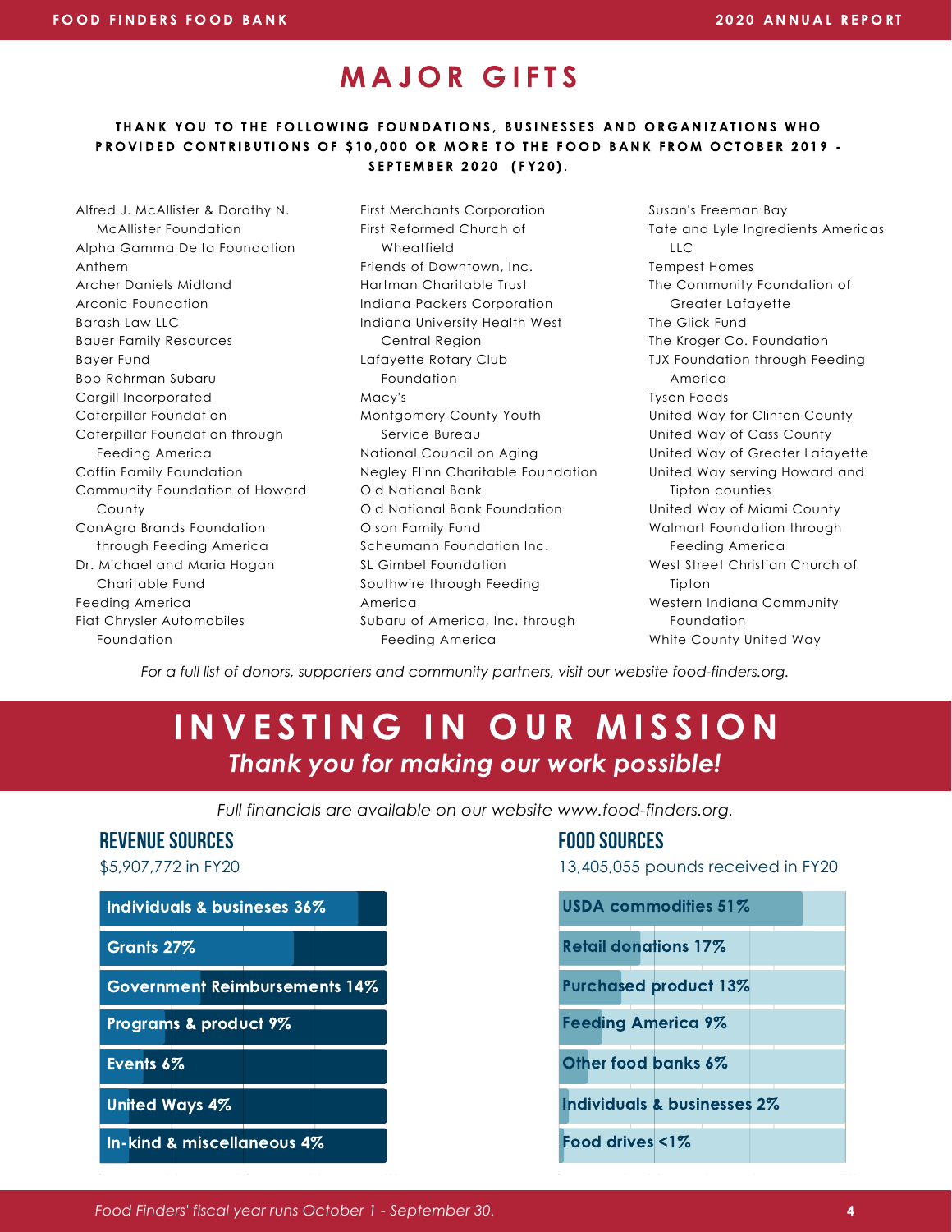# MAJOR GIFTS

**THANK YOU TO THE FOLLOWING FOUNDATIONS, BUSINESSES AND ORGANIZATIONS WHO PROVIDED CONTRIBUTIONS OF $10,000 OR MORE TO THE FOOD BANK FROM OCTOBER 2019 - SEPTEMBER 2020 (FY20).**

- Alfred J. McAllister & Dorothy N. McAllister Foundation
- Alpha Gamma Delta Foundation
- Anthem
- Archer Daniels Midland
- Arconic Foundation
- Barash Law LLC
- Bauer Family Resources
- Bayer Fund
- Bob Rohrman Subaru
- Cargill Incorporated
- Caterpillar Foundation
- Caterpillar Foundation through Feeding America
- Coffin Family Foundation
- Community Foundation of Howard County
- ConAgra Brands Foundation through Feeding America
- Dr. Michael and Maria Hogan Charitable Fund
- Feeding America
- Fiat Chrysler Automobiles Foundation
- First Merchants Corporation
- First Reformed Church of Wheatfield
- Friends of Downtown, Inc.
- Hartman Charitable Trust
- Indiana Packers Corporation
- Indiana University Health West Central Region
- Lafayette Rotary Club Foundation
- Macy's
- Montgomery County Youth Service Bureau
- National Council on Aging
- Negley Flinn Charitable Foundation
- Old National Bank
- Old National Bank Foundation
- Olson Family Fund
- Scheumann Foundation Inc.
- SL Gimbel Foundation
- Southwire through Feeding America
- Subaru of America, Inc. through Feeding America
- Susan's Freeman Bay
- Tate and Lyle Ingredients Americas LLC
- Tempest Homes
- The Community Foundation of Greater Lafayette
- The Glick Fund
- The Kroger Co. Foundation
- TJX Foundation through Feeding America
- Tyson Foods
- United Way for Clinton County
- United Way of Cass County
- United Way of Greater Lafayette
- United Way serving Howard and Tipton counties
- United Way of Miami County
- Walmart Foundation through Feeding America
- West Street Christian Church of Tipton
- Western Indiana Community Foundation
- White County United Way

*For a full list of donors, supporters and community partners, visit our website food-finders.org.*

# INVESTING IN OUR MISSION

***Thank you for making our work possible!***

*Full financials are available on our website www.food-finders.org.*

## REVENUE SOURCES

$5,907,772 in FY20

| Source | Percent |
|---|---|
| Individuals & businesses | 36% |
| Grants | 27% |
| Government Reimbursements | 14% |
| Programs & product | 9% |
| Events | 6% |
| United Ways | 4% |
| In-kind & miscellaneous | 4% |

## FOOD SOURCES

13,405,055 pounds received in FY20

| Source | Percent |
|---|---|
| USDA commodities | 51% |
| Retail donations | 17% |
| Purchased product | 13% |
| Feeding America | 9% |
| Other food banks | 6% |
| Individuals & businesses | 2% |
| Food drives | <1% |

*Food Finders' fiscal year runs October 1 - September 30.*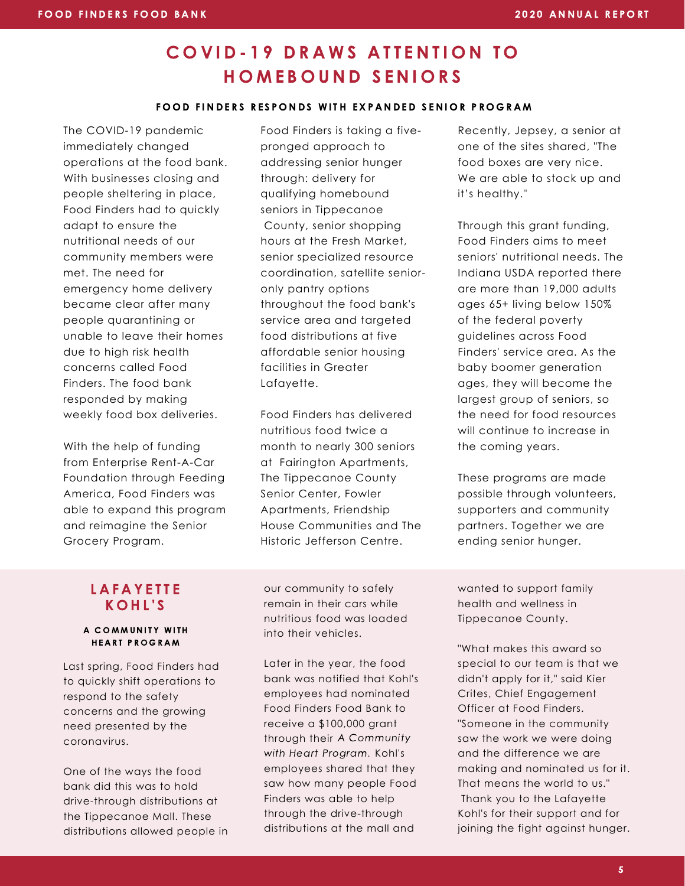# COVID-19 DRAWS ATTENTION TO HOMEBOUND SENIORS

#### FOOD FINDERS RESPONDS WITH EXPANDED SENIOR PROGRAM

The COVID-19 pandemic immediately changed operations at the food bank. With businesses closing and people sheltering in place, Food Finders had to quickly adapt to ensure the nutritional needs of our community members were met. The need for emergency home delivery became clear after many people quarantining or unable to leave their homes due to high risk health concerns called Food Finders. The food bank responded by making weekly food box deliveries.

With the help of funding from Enterprise Rent-A-Car Foundation through Feeding America, Food Finders was able to expand this program and reimagine the Senior Grocery Program.

Food Finders is taking a five-pronged approach to addressing senior hunger through: delivery for qualifying homebound seniors in Tippecanoe County, senior shopping hours at the Fresh Market, senior specialized resource coordination, satellite senior-only pantry options throughout the food bank's service area and targeted food distributions at five affordable senior housing facilities in Greater Lafayette.

Food Finders has delivered nutritious food twice a month to nearly 300 seniors at Fairington Apartments, The Tippecanoe County Senior Center, Fowler Apartments, Friendship House Communities and The Historic Jefferson Centre.

Recently, Jepsey, a senior at one of the sites shared, "The food boxes are very nice. We are able to stock up and it's healthy."

Through this grant funding, Food Finders aims to meet seniors' nutritional needs. The Indiana USDA reported there are more than 19,000 adults ages 65+ living below 150% of the federal poverty guidelines across Food Finders' service area. As the baby boomer generation ages, they will become the largest group of seniors, so the need for food resources will continue to increase in the coming years.

These programs are made possible through volunteers, supporters and community partners. Together we are ending senior hunger.

## LAFAYETTE KOHL'S

#### A COMMUNITY WITH HEART PROGRAM

Last spring, Food Finders had to quickly shift operations to respond to the safety concerns and the growing need presented by the coronavirus.

One of the ways the food bank did this was to hold drive-through distributions at the Tippecanoe Mall. These distributions allowed people in our community to safely remain in their cars while nutritious food was loaded into their vehicles.

Later in the year, the food bank was notified that Kohl's employees had nominated Food Finders Food Bank to receive a $100,000 grant through their *A Community with Heart Program*. Kohl's employees shared that they saw how many people Food Finders was able to help through the drive-through distributions at the mall and wanted to support family health and wellness in Tippecanoe County.

"What makes this award so special to our team is that we didn't apply for it," said Kier Crites, Chief Engagement Officer at Food Finders. "Someone in the community saw the work we were doing and the difference we are making and nominated us for it. That means the world to us." Thank you to the Lafayette Kohl's for their support and for joining the fight against hunger.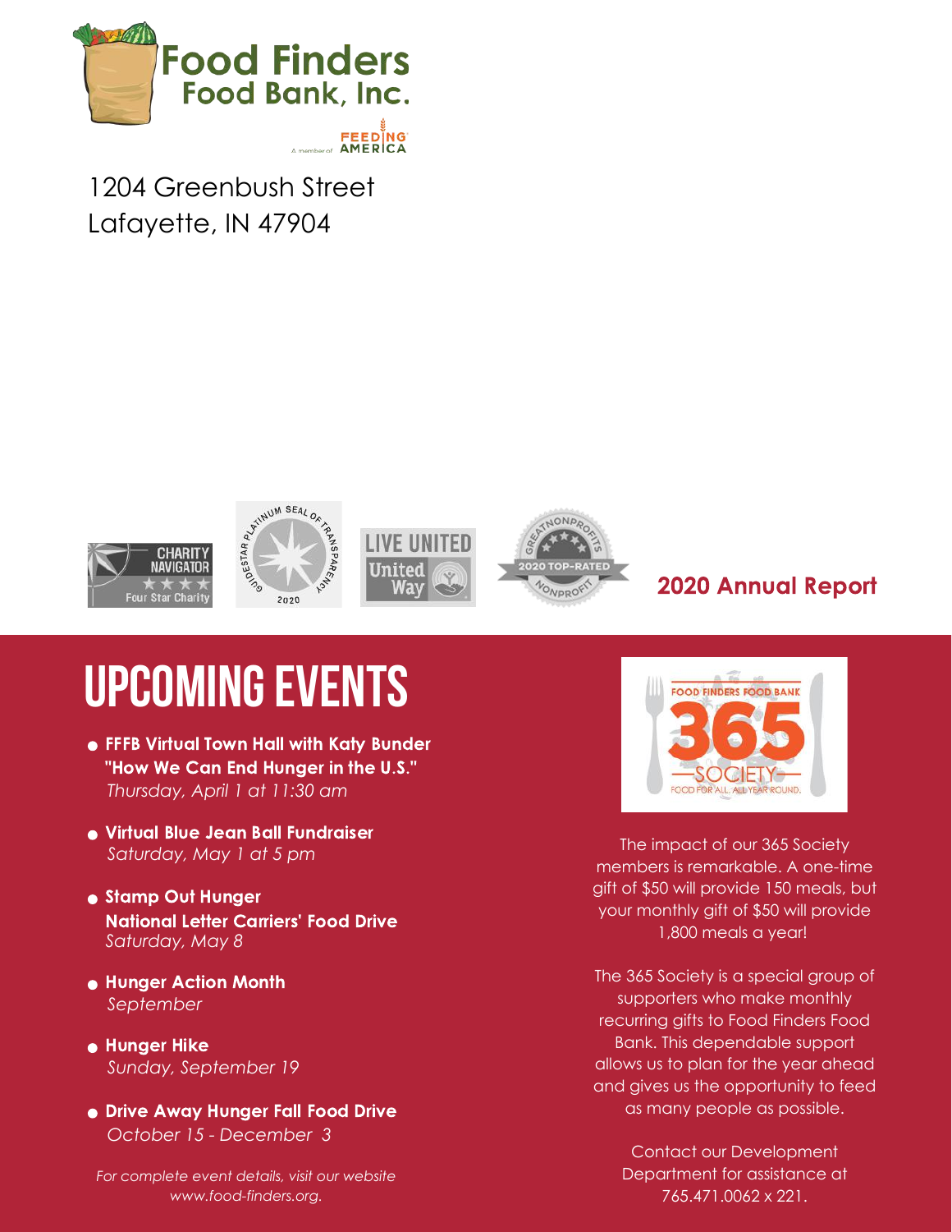Food Finders Food Bank, Inc.

A member of FEEDING AMERICA

1204 Greenbush Street
Lafayette, IN 47904

CHARITY NAVIGATOR Four Star Charity

GUIDESTAR PLATINUM SEAL OF TRANSPARENCY 2020

LIVE UNITED United Way

GREATNONPROFITS 2020 TOP-RATED NONPROFIT

**2020 Annual Report**

# UPCOMING EVENTS

- **FFFB Virtual Town Hall with Katy Bunder "How We Can End Hunger in the U.S."**
  *Thursday, April 1 at 11:30 am*
- **Virtual Blue Jean Ball Fundraiser**
  *Saturday, May 1 at 5 pm*
- **Stamp Out Hunger National Letter Carriers' Food Drive**
  *Saturday, May 8*
- **Hunger Action Month**
  *September*
- **Hunger Hike**
  *Sunday, September 19*
- **Drive Away Hunger Fall Food Drive**
  *October 15 - December 3*

*For complete event details, visit our website www.food-finders.org.*

FOOD FINDERS FOOD BANK 365 SOCIETY FOOD FOR ALL. ALL YEAR ROUND.

The impact of our 365 Society members is remarkable. A one-time gift of $50 will provide 150 meals, but your monthly gift of $50 will provide 1,800 meals a year!

The 365 Society is a special group of supporters who make monthly recurring gifts to Food Finders Food Bank. This dependable support allows us to plan for the year ahead and gives us the opportunity to feed as many people as possible.

Contact our Development Department for assistance at 765.471.0062 x 221.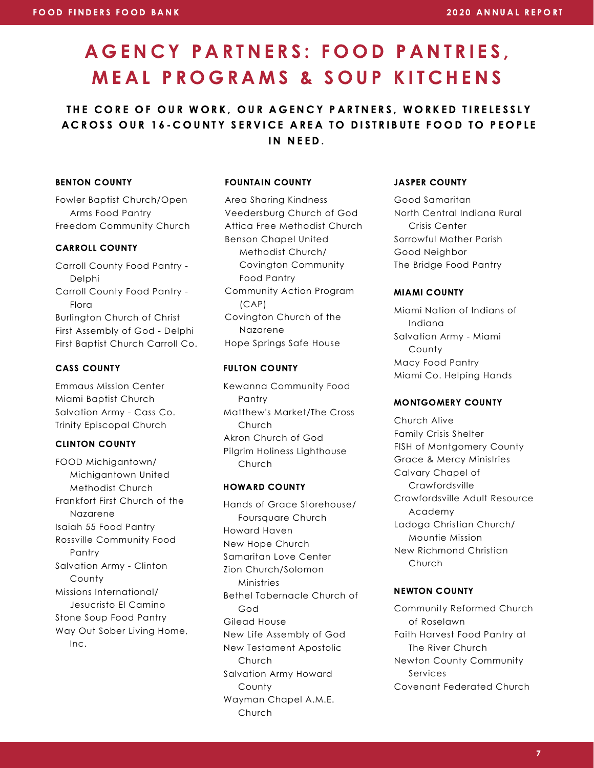# AGENCY PARTNERS: FOOD PANTRIES, MEAL PROGRAMS & SOUP KITCHENS

## THE CORE OF OUR WORK, OUR AGENCY PARTNERS, WORKED TIRELESSLY ACROSS OUR 16-COUNTY SERVICE AREA TO DISTRIBUTE FOOD TO PEOPLE IN NEED.

### BENTON COUNTY

- Fowler Baptist Church/Open Arms Food Pantry
- Freedom Community Church

### CARROLL COUNTY

- Carroll County Food Pantry - Delphi
- Carroll County Food Pantry - Flora
- Burlington Church of Christ
- First Assembly of God - Delphi
- First Baptist Church Carroll Co.

### CASS COUNTY

- Emmaus Mission Center
- Miami Baptist Church
- Salvation Army - Cass Co.
- Trinity Episcopal Church

### CLINTON COUNTY

- FOOD Michigantown/ Michigantown United Methodist Church
- Frankfort First Church of the Nazarene
- Isaiah 55 Food Pantry
- Rossville Community Food Pantry
- Salvation Army - Clinton County
- Missions International/ Jesucristo El Camino
- Stone Soup Food Pantry
- Way Out Sober Living Home, Inc.

### FOUNTAIN COUNTY

- Area Sharing Kindness
- Veedersburg Church of God
- Attica Free Methodist Church
- Benson Chapel United Methodist Church/ Covington Community Food Pantry
- Community Action Program (CAP)
- Covington Church of the Nazarene
- Hope Springs Safe House

### FULTON COUNTY

- Kewanna Community Food Pantry
- Matthew's Market/The Cross Church
- Akron Church of God
- Pilgrim Holiness Lighthouse Church

### HOWARD COUNTY

- Hands of Grace Storehouse/ Foursquare Church
- Howard Haven
- New Hope Church
- Samaritan Love Center
- Zion Church/Solomon Ministries
- Bethel Tabernacle Church of God
- Gilead House
- New Life Assembly of God
- New Testament Apostolic Church
- Salvation Army Howard County
- Wayman Chapel A.M.E. Church

### JASPER COUNTY

- Good Samaritan
- North Central Indiana Rural Crisis Center
- Sorrowful Mother Parish
- Good Neighbor
- The Bridge Food Pantry

### MIAMI COUNTY

- Miami Nation of Indians of Indiana
- Salvation Army - Miami County
- Macy Food Pantry
- Miami Co. Helping Hands

### MONTGOMERY COUNTY

- Church Alive
- Family Crisis Shelter
- FISH of Montgomery County
- Grace & Mercy Ministries
- Calvary Chapel of Crawfordsville
- Crawfordsville Adult Resource Academy
- Ladoga Christian Church/ Mountie Mission
- New Richmond Christian Church

### NEWTON COUNTY

- Community Reformed Church of Roselawn
- Faith Harvest Food Pantry at The River Church
- Newton County Community Services
- Covenant Federated Church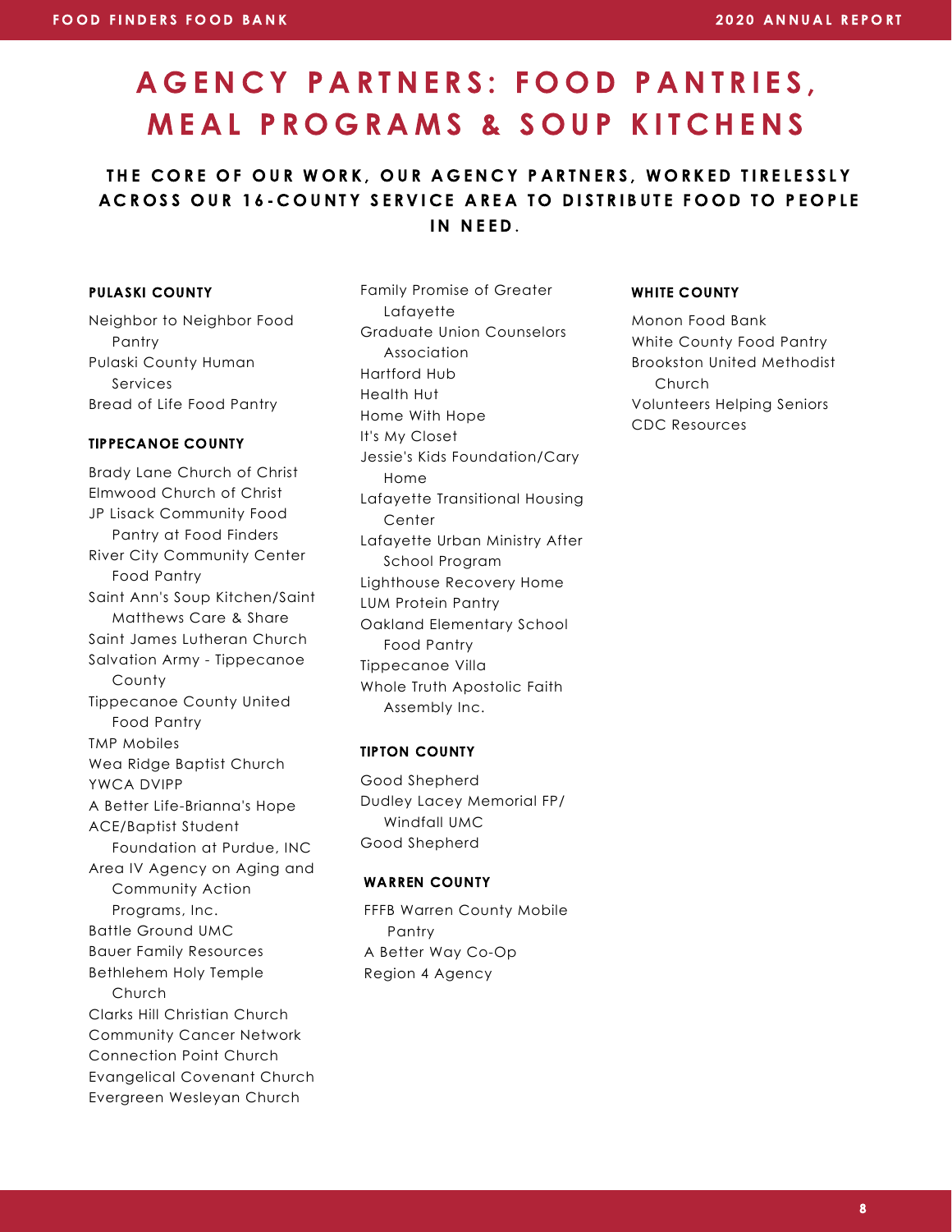# AGENCY PARTNERS: FOOD PANTRIES, MEAL PROGRAMS & SOUP KITCHENS

## THE CORE OF OUR WORK, OUR AGENCY PARTNERS, WORKED TIRELESSLY ACROSS OUR 16-COUNTY SERVICE AREA TO DISTRIBUTE FOOD TO PEOPLE IN NEED.

### PULASKI COUNTY

Neighbor to Neighbor Food Pantry
Pulaski County Human Services
Bread of Life Food Pantry

### TIPPECANOE COUNTY

Brady Lane Church of Christ
Elmwood Church of Christ
JP Lisack Community Food Pantry at Food Finders
River City Community Center Food Pantry
Saint Ann's Soup Kitchen/Saint Matthews Care & Share
Saint James Lutheran Church
Salvation Army - Tippecanoe County
Tippecanoe County United Food Pantry
TMP Mobiles
Wea Ridge Baptist Church
YWCA DVIPP
A Better Life-Brianna's Hope
ACE/Baptist Student Foundation at Purdue, INC
Area IV Agency on Aging and Community Action Programs, Inc.
Battle Ground UMC
Bauer Family Resources
Bethlehem Holy Temple Church
Clarks Hill Christian Church
Community Cancer Network
Connection Point Church
Evangelical Covenant Church
Evergreen Wesleyan Church
Family Promise of Greater Lafayette
Graduate Union Counselors Association
Hartford Hub
Health Hut
Home With Hope
It's My Closet
Jessie's Kids Foundation/Cary Home
Lafayette Transitional Housing Center
Lafayette Urban Ministry After School Program
Lighthouse Recovery Home
LUM Protein Pantry
Oakland Elementary School Food Pantry
Tippecanoe Villa
Whole Truth Apostolic Faith Assembly Inc.

### TIPTON COUNTY

Good Shepherd
Dudley Lacey Memorial FP/ Windfall UMC
Good Shepherd

### WARREN COUNTY

FFFB Warren County Mobile Pantry
A Better Way Co-Op
Region 4 Agency

### WHITE COUNTY

Monon Food Bank
White County Food Pantry
Brookston United Methodist Church
Volunteers Helping Seniors
CDC Resources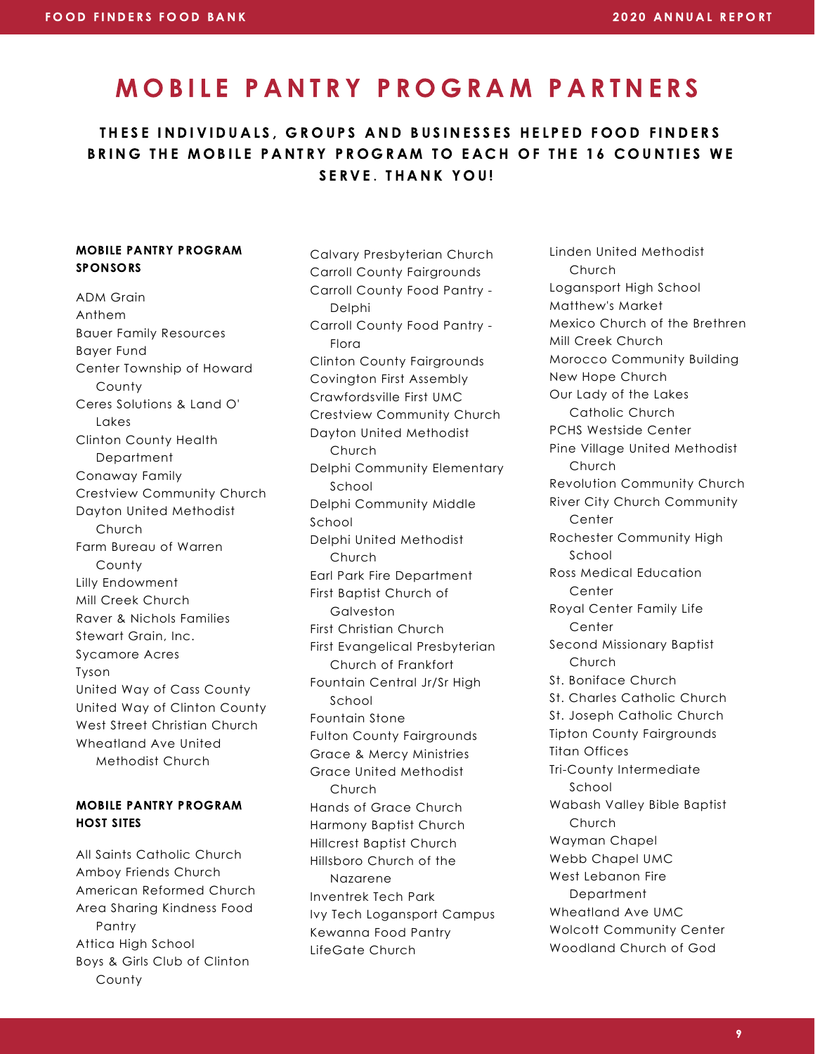# MOBILE PANTRY PROGRAM PARTNERS

### THESE INDIVIDUALS, GROUPS AND BUSINESSES HELPED FOOD FINDERS BRING THE MOBILE PANTRY PROGRAM TO EACH OF THE 16 COUNTIES WE SERVE. THANK YOU!

**MOBILE PANTRY PROGRAM SPONSORS**

ADM Grain
Anthem
Bauer Family Resources
Bayer Fund
Center Township of Howard County
Ceres Solutions & Land O' Lakes
Clinton County Health Department
Conaway Family
Crestview Community Church
Dayton United Methodist Church
Farm Bureau of Warren County
Lilly Endowment
Mill Creek Church
Raver & Nichols Families
Stewart Grain, Inc.
Sycamore Acres
Tyson
United Way of Cass County
United Way of Clinton County
West Street Christian Church
Wheatland Ave United Methodist Church

**MOBILE PANTRY PROGRAM HOST SITES**

All Saints Catholic Church
Amboy Friends Church
American Reformed Church
Area Sharing Kindness Food Pantry
Attica High School
Boys & Girls Club of Clinton County
Calvary Presbyterian Church
Carroll County Fairgrounds
Carroll County Food Pantry - Delphi
Carroll County Food Pantry - Flora
Clinton County Fairgrounds
Covington First Assembly
Crawfordsville First UMC
Crestview Community Church
Dayton United Methodist Church
Delphi Community Elementary School
Delphi Community Middle School
Delphi United Methodist Church
Earl Park Fire Department
First Baptist Church of Galveston
First Christian Church
First Evangelical Presbyterian Church of Frankfort
Fountain Central Jr/Sr High School
Fountain Stone
Fulton County Fairgrounds
Grace & Mercy Ministries
Grace United Methodist Church
Hands of Grace Church
Harmony Baptist Church
Hillcrest Baptist Church
Hillsboro Church of the Nazarene
Inventrek Tech Park
Ivy Tech Logansport Campus
Kewanna Food Pantry
LifeGate Church
Linden United Methodist Church
Logansport High School
Matthew's Market
Mexico Church of the Brethren
Mill Creek Church
Morocco Community Building
New Hope Church
Our Lady of the Lakes Catholic Church
PCHS Westside Center
Pine Village United Methodist Church
Revolution Community Church
River City Church Community Center
Rochester Community High School
Ross Medical Education Center
Royal Center Family Life Center
Second Missionary Baptist Church
St. Boniface Church
St. Charles Catholic Church
St. Joseph Catholic Church
Tipton County Fairgrounds
Titan Offices
Tri-County Intermediate School
Wabash Valley Bible Baptist Church
Wayman Chapel
Webb Chapel UMC
West Lebanon Fire Department
Wheatland Ave UMC
Wolcott Community Center
Woodland Church of God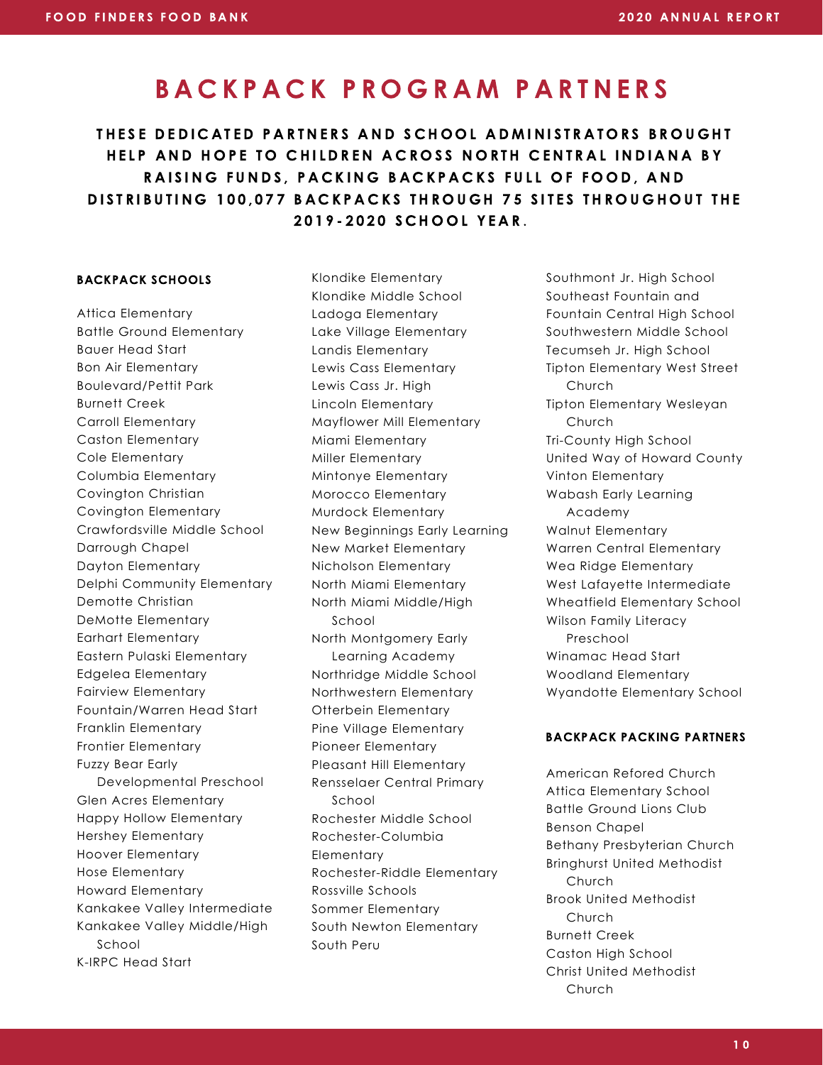# BACKPACK PROGRAM PARTNERS

**THESE DEDICATED PARTNERS AND SCHOOL ADMINISTRATORS BROUGHT HELP AND HOPE TO CHILDREN ACROSS NORTH CENTRAL INDIANA BY RAISING FUNDS, PACKING BACKPACKS FULL OF FOOD, AND DISTRIBUTING 100,077 BACKPACKS THROUGH 75 SITES THROUGHOUT THE 2019-2020 SCHOOL YEAR.**

### BACKPACK SCHOOLS

Attica Elementary
Battle Ground Elementary
Bauer Head Start
Bon Air Elementary
Boulevard/Pettit Park
Burnett Creek
Carroll Elementary
Caston Elementary
Cole Elementary
Columbia Elementary
Covington Christian
Covington Elementary
Crawfordsville Middle School
Darrough Chapel
Dayton Elementary
Delphi Community Elementary
Demotte Christian
DeMotte Elementary
Earhart Elementary
Eastern Pulaski Elementary
Edgelea Elementary
Fairview Elementary
Fountain/Warren Head Start
Franklin Elementary
Frontier Elementary
Fuzzy Bear Early Developmental Preschool
Glen Acres Elementary
Happy Hollow Elementary
Hershey Elementary
Hoover Elementary
Hose Elementary
Howard Elementary
Kankakee Valley Intermediate
Kankakee Valley Middle/High School
K-IRPC Head Start
Klondike Elementary
Klondike Middle School
Ladoga Elementary
Lake Village Elementary
Landis Elementary
Lewis Cass Elementary
Lewis Cass Jr. High
Lincoln Elementary
Mayflower Mill Elementary
Miami Elementary
Miller Elementary
Mintonye Elementary
Morocco Elementary
Murdock Elementary
New Beginnings Early Learning
New Market Elementary
Nicholson Elementary
North Miami Elementary
North Miami Middle/High School
North Montgomery Early Learning Academy
Northridge Middle School
Northwestern Elementary
Otterbein Elementary
Pine Village Elementary
Pioneer Elementary
Pleasant Hill Elementary
Rensselaer Central Primary School
Rochester Middle School
Rochester-Columbia Elementary
Rochester-Riddle Elementary
Rossville Schools
Sommer Elementary
South Newton Elementary
South Peru
Southmont Jr. High School
Southeast Fountain and Fountain Central High School
Southwestern Middle School
Tecumseh Jr. High School
Tipton Elementary West Street Church
Tipton Elementary Wesleyan Church
Tri-County High School
United Way of Howard County
Vinton Elementary
Wabash Early Learning Academy
Walnut Elementary
Warren Central Elementary
Wea Ridge Elementary
West Lafayette Intermediate
Wheatfield Elementary School
Wilson Family Literacy Preschool
Winamac Head Start
Woodland Elementary
Wyandotte Elementary School

### BACKPACK PACKING PARTNERS

American Refored Church
Attica Elementary School
Battle Ground Lions Club
Benson Chapel
Bethany Presbyterian Church
Bringhurst United Methodist Church
Brook United Methodist Church
Burnett Creek
Caston High School
Christ United Methodist Church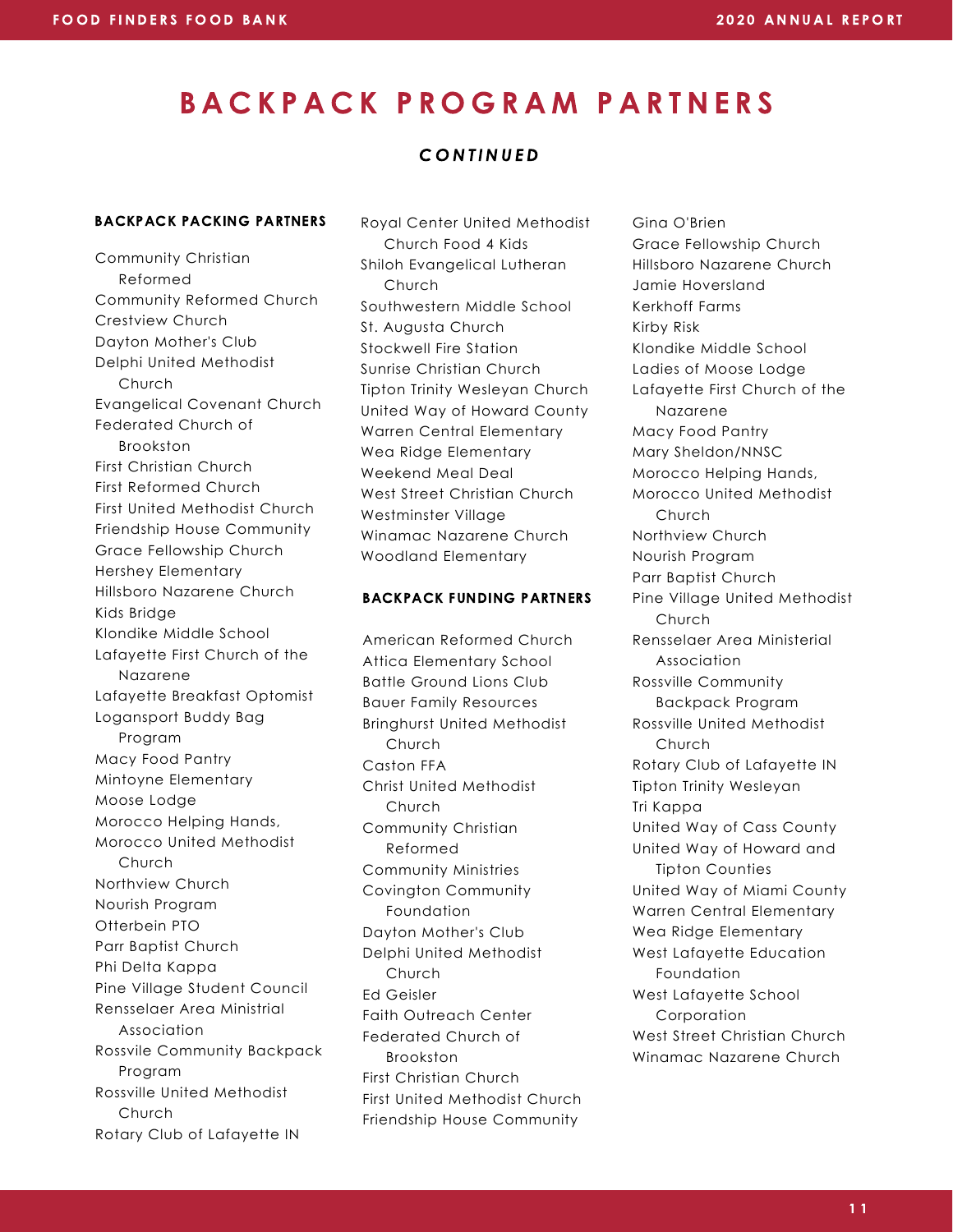# BACKPACK PROGRAM PARTNERS

***CONTINUED***

**BACKPACK PACKING PARTNERS**

Community Christian Reformed
Community Reformed Church
Crestview Church
Dayton Mother's Club
Delphi United Methodist Church
Evangelical Covenant Church
Federated Church of Brookston
First Christian Church
First Reformed Church
First United Methodist Church
Friendship House Community
Grace Fellowship Church
Hershey Elementary
Hillsboro Nazarene Church
Kids Bridge
Klondike Middle School
Lafayette First Church of the Nazarene
Lafayette Breakfast Optomist
Logansport Buddy Bag Program
Macy Food Pantry
Mintoyne Elementary
Moose Lodge
Morocco Helping Hands,
Morocco United Methodist Church
Northview Church
Nourish Program
Otterbein PTO
Parr Baptist Church
Phi Delta Kappa
Pine Village Student Council
Rensselaer Area Ministrial Association
Rossvile Community Backpack Program
Rossville United Methodist Church
Rotary Club of Lafayette IN
Royal Center United Methodist Church Food 4 Kids
Shiloh Evangelical Lutheran Church
Southwestern Middle School
St. Augusta Church
Stockwell Fire Station
Sunrise Christian Church
Tipton Trinity Wesleyan Church
United Way of Howard County
Warren Central Elementary
Wea Ridge Elementary
Weekend Meal Deal
West Street Christian Church
Westminster Village
Winamac Nazarene Church
Woodland Elementary

**BACKPACK FUNDING PARTNERS**

American Reformed Church
Attica Elementary School
Battle Ground Lions Club
Bauer Family Resources
Bringhurst United Methodist Church
Caston FFA
Christ United Methodist Church
Community Christian Reformed
Community Ministries
Covington Community Foundation
Dayton Mother's Club
Delphi United Methodist Church
Ed Geisler
Faith Outreach Center
Federated Church of Brookston
First Christian Church
First United Methodist Church
Friendship House Community
Gina O'Brien
Grace Fellowship Church
Hillsboro Nazarene Church
Jamie Hoversland
Kerkhoff Farms
Kirby Risk
Klondike Middle School
Ladies of Moose Lodge
Lafayette First Church of the Nazarene
Macy Food Pantry
Mary Sheldon/NNSC
Morocco Helping Hands,
Morocco United Methodist Church
Northview Church
Nourish Program
Parr Baptist Church
Pine Village United Methodist Church
Rensselaer Area Ministerial Association
Rossville Community Backpack Program
Rossville United Methodist Church
Rotary Club of Lafayette IN
Tipton Trinity Wesleyan
Tri Kappa
United Way of Cass County
United Way of Howard and Tipton Counties
United Way of Miami County
Warren Central Elementary
Wea Ridge Elementary
West Lafayette Education Foundation
West Lafayette School Corporation
West Street Christian Church
Winamac Nazarene Church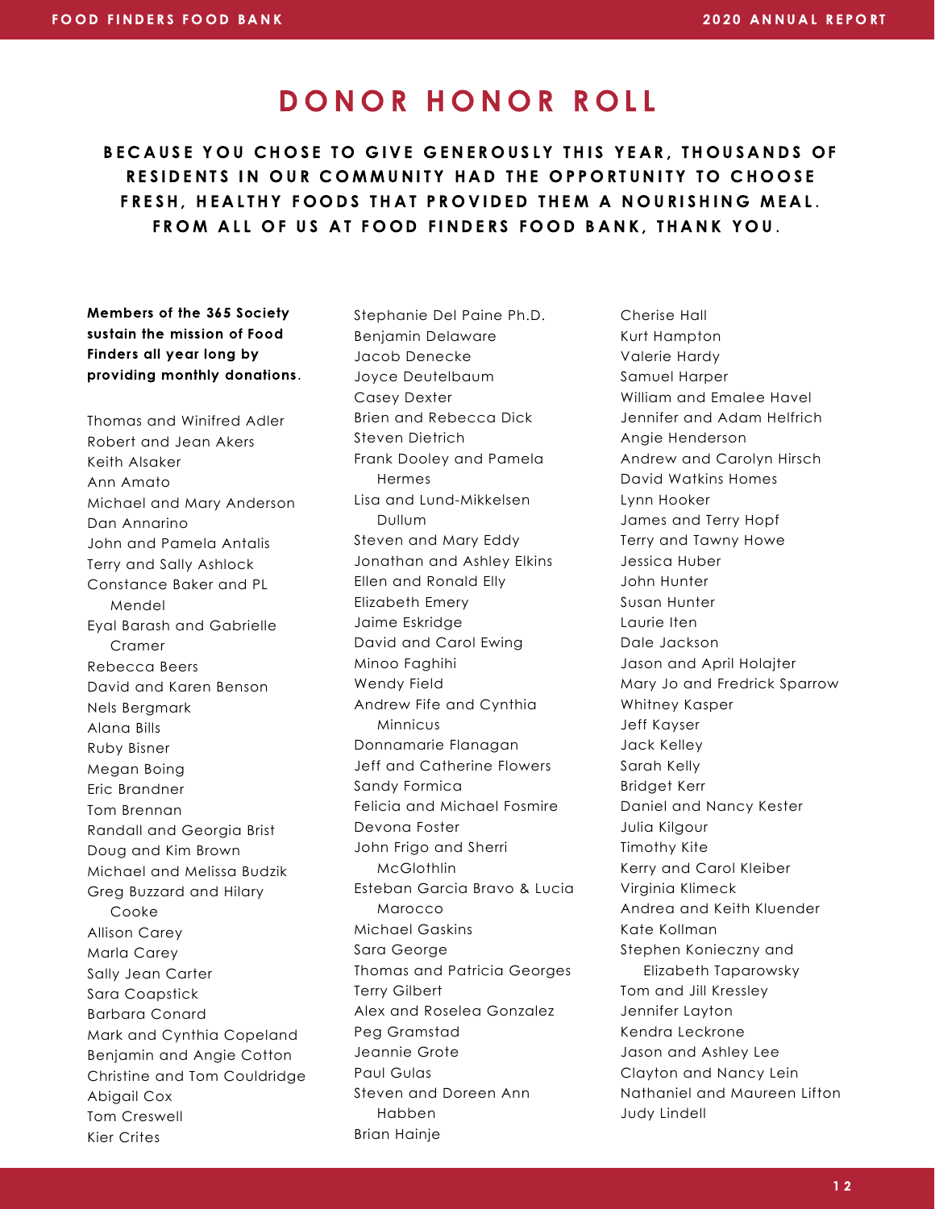# DONOR HONOR ROLL

**BECAUSE YOU CHOSE TO GIVE GENEROUSLY THIS YEAR, THOUSANDS OF RESIDENTS IN OUR COMMUNITY HAD THE OPPORTUNITY TO CHOOSE FRESH, HEALTHY FOODS THAT PROVIDED THEM A NOURISHING MEAL. FROM ALL OF US AT FOOD FINDERS FOOD BANK, THANK YOU.**

**Members of the 365 Society sustain the mission of Food Finders all year long by providing monthly donations.**

Thomas and Winifred Adler
Robert and Jean Akers
Keith Alsaker
Ann Amato
Michael and Mary Anderson
Dan Annarino
John and Pamela Antalis
Terry and Sally Ashlock
Constance Baker and PL Mendel
Eyal Barash and Gabrielle Cramer
Rebecca Beers
David and Karen Benson
Nels Bergmark
Alana Bills
Ruby Bisner
Megan Boing
Eric Brandner
Tom Brennan
Randall and Georgia Brist
Doug and Kim Brown
Michael and Melissa Budzik
Greg Buzzard and Hilary Cooke
Allison Carey
Marla Carey
Sally Jean Carter
Sara Coapstick
Barbara Conard
Mark and Cynthia Copeland
Benjamin and Angie Cotton
Christine and Tom Couldridge
Abigail Cox
Tom Creswell
Kier Crites
Stephanie Del Paine Ph.D.
Benjamin Delaware
Jacob Denecke
Joyce Deutelbaum
Casey Dexter
Brien and Rebecca Dick
Steven Dietrich
Frank Dooley and Pamela Hermes
Lisa and Lund-Mikkelsen Dullum
Steven and Mary Eddy
Jonathan and Ashley Elkins
Ellen and Ronald Elly
Elizabeth Emery
Jaime Eskridge
David and Carol Ewing
Minoo Faghihi
Wendy Field
Andrew Fife and Cynthia Minnicus
Donnamarie Flanagan
Jeff and Catherine Flowers
Sandy Formica
Felicia and Michael Fosmire
Devona Foster
John Frigo and Sherri McGlothlin
Esteban Garcia Bravo & Lucia Marocco
Michael Gaskins
Sara George
Thomas and Patricia Georges
Terry Gilbert
Alex and Roselea Gonzalez
Peg Gramstad
Jeannie Grote
Paul Gulas
Steven and Doreen Ann Habben
Brian Hainje
Cherise Hall
Kurt Hampton
Valerie Hardy
Samuel Harper
William and Emalee Havel
Jennifer and Adam Helfrich
Angie Henderson
Andrew and Carolyn Hirsch
David Watkins Homes
Lynn Hooker
James and Terry Hopf
Terry and Tawny Howe
Jessica Huber
John Hunter
Susan Hunter
Laurie Iten
Dale Jackson
Jason and April Holajter
Mary Jo and Fredrick Sparrow
Whitney Kasper
Jeff Kayser
Jack Kelley
Sarah Kelly
Bridget Kerr
Daniel and Nancy Kester
Julia Kilgour
Timothy Kite
Kerry and Carol Kleiber
Virginia Klimeck
Andrea and Keith Kluender
Kate Kollman
Stephen Konieczny and Elizabeth Taparowsky
Tom and Jill Kressley
Jennifer Layton
Kendra Leckrone
Jason and Ashley Lee
Clayton and Nancy Lein
Nathaniel and Maureen Lifton
Judy Lindell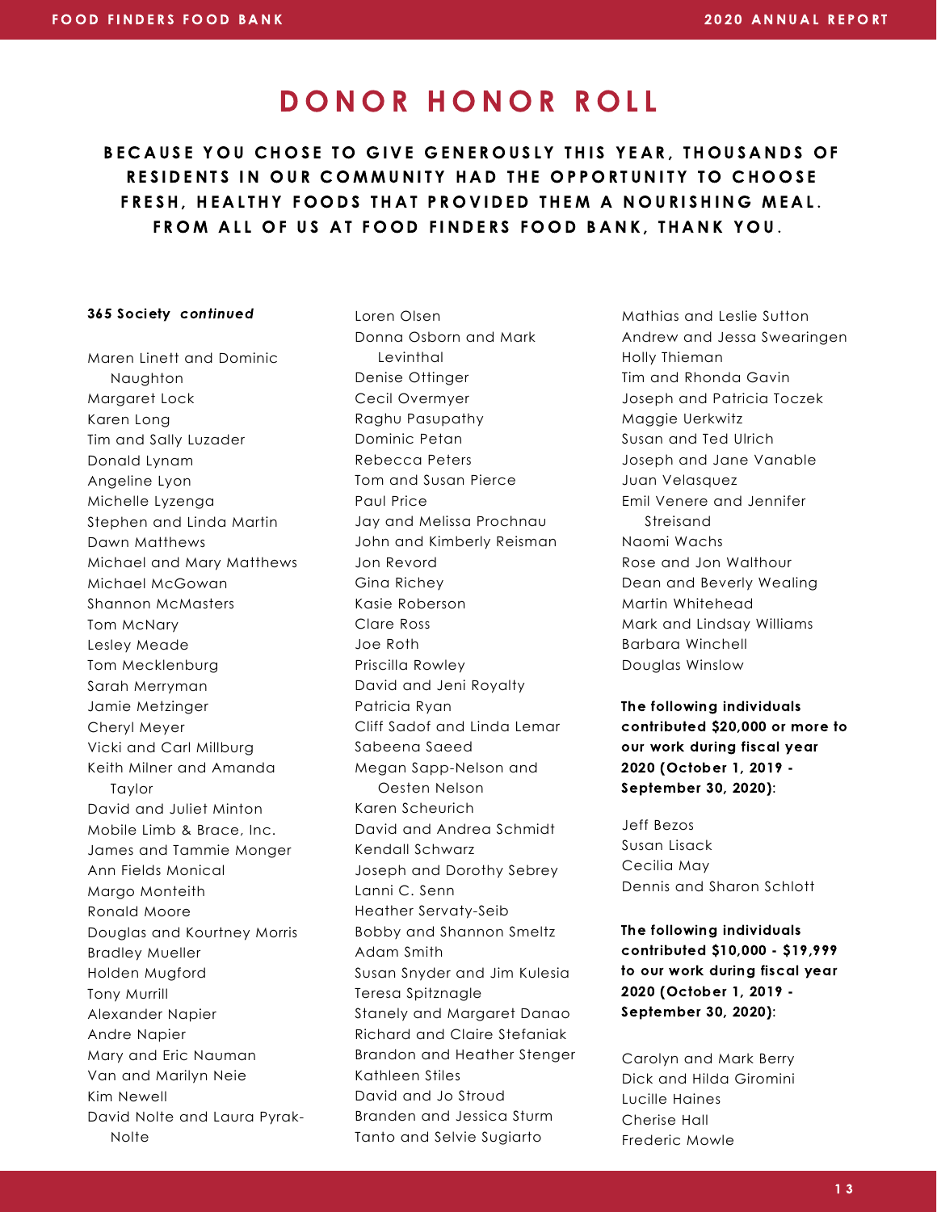# DONOR HONOR ROLL

**BECAUSE YOU CHOSE TO GIVE GENEROUSLY THIS YEAR, THOUSANDS OF RESIDENTS IN OUR COMMUNITY HAD THE OPPORTUNITY TO CHOOSE FRESH, HEALTHY FOODS THAT PROVIDED THEM A NOURISHING MEAL. FROM ALL OF US AT FOOD FINDERS FOOD BANK, THANK YOU.**

**365 Society *continued***

Maren Linett and Dominic Naughton
Margaret Lock
Karen Long
Tim and Sally Luzader
Donald Lynam
Angeline Lyon
Michelle Lyzenga
Stephen and Linda Martin
Dawn Matthews
Michael and Mary Matthews
Michael McGowan
Shannon McMasters
Tom McNary
Lesley Meade
Tom Mecklenburg
Sarah Merryman
Jamie Metzinger
Cheryl Meyer
Vicki and Carl Millburg
Keith Milner and Amanda Taylor
David and Juliet Minton
Mobile Limb & Brace, Inc.
James and Tammie Monger
Ann Fields Monical
Margo Monteith
Ronald Moore
Douglas and Kourtney Morris
Bradley Mueller
Holden Mugford
Tony Murrill
Alexander Napier
Andre Napier
Mary and Eric Nauman
Van and Marilyn Neie
Kim Newell
David Nolte and Laura Pyrak-Nolte
Loren Olsen
Donna Osborn and Mark Levinthal
Denise Ottinger
Cecil Overmyer
Raghu Pasupathy
Dominic Petan
Rebecca Peters
Tom and Susan Pierce
Paul Price
Jay and Melissa Prochnau
John and Kimberly Reisman
Jon Revord
Gina Richey
Kasie Roberson
Clare Ross
Joe Roth
Priscilla Rowley
David and Jeni Royalty
Patricia Ryan
Cliff Sadof and Linda Lemar
Sabeena Saeed
Megan Sapp-Nelson and Oesten Nelson
Karen Scheurich
David and Andrea Schmidt
Kendall Schwarz
Joseph and Dorothy Sebrey
Lanni C. Senn
Heather Servaty-Seib
Bobby and Shannon Smeltz
Adam Smith
Susan Snyder and Jim Kulesia
Teresa Spitznagle
Stanely and Margaret Danao
Richard and Claire Stefaniak
Brandon and Heather Stenger
Kathleen Stiles
David and Jo Stroud
Branden and Jessica Sturm
Tanto and Selvie Sugiarto
Mathias and Leslie Sutton
Andrew and Jessa Swearingen
Holly Thieman
Tim and Rhonda Gavin
Joseph and Patricia Toczek
Maggie Uerkwitz
Susan and Ted Ulrich
Joseph and Jane Vanable
Juan Velasquez
Emil Venere and Jennifer Streisand
Naomi Wachs
Rose and Jon Walthour
Dean and Beverly Wealing
Martin Whitehead
Mark and Lindsay Williams
Barbara Winchell
Douglas Winslow

**The following individuals contributed $20,000 or more to our work during fiscal year 2020 (October 1, 2019 - September 30, 2020):**

Jeff Bezos
Susan Lisack
Cecilia May
Dennis and Sharon Schlott

**The following individuals contributed $10,000 - $19,999 to our work during fiscal year 2020 (October 1, 2019 - September 30, 2020):**

Carolyn and Mark Berry
Dick and Hilda Giromini
Lucille Haines
Cherise Hall
Frederic Mowle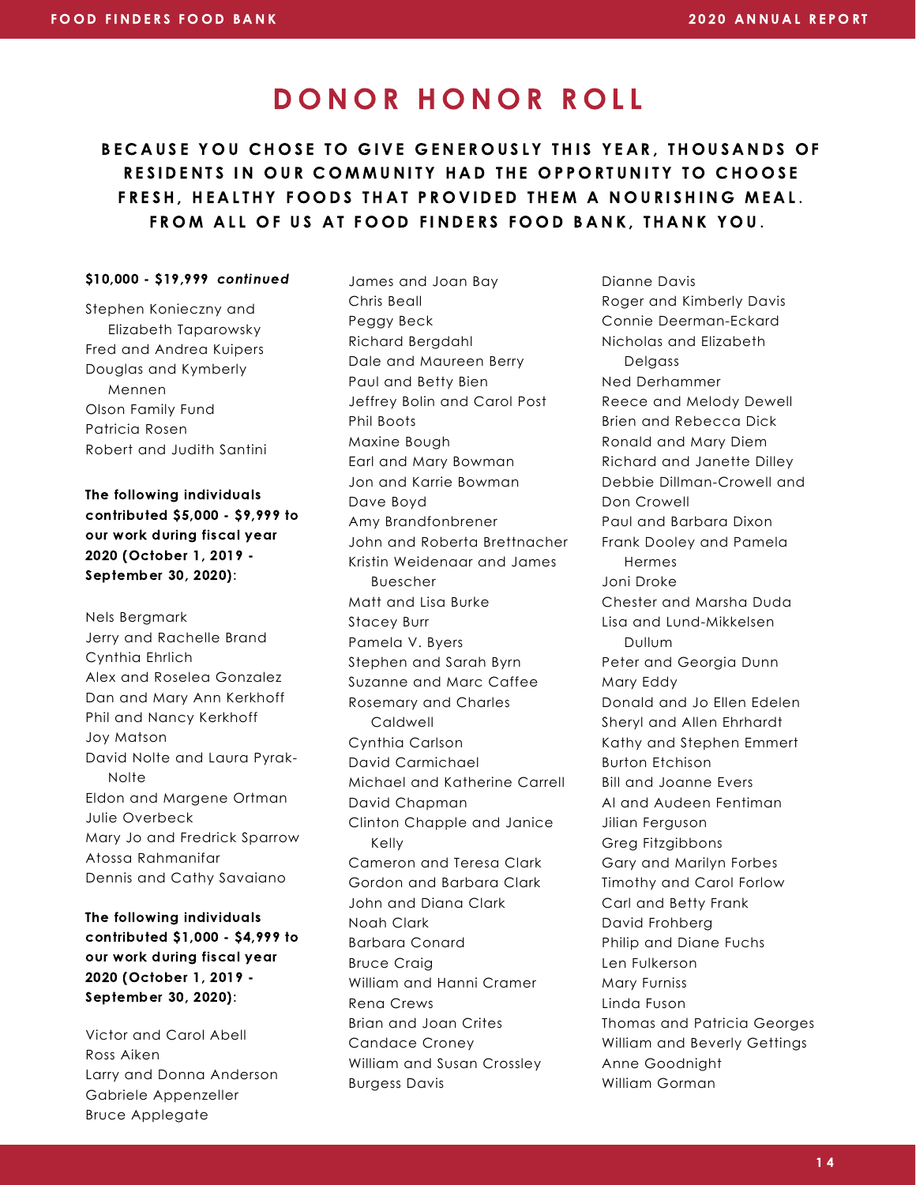# DONOR HONOR ROLL

**BECAUSE YOU CHOSE TO GIVE GENEROUSLY THIS YEAR, THOUSANDS OF RESIDENTS IN OUR COMMUNITY HAD THE OPPORTUNITY TO CHOOSE FRESH, HEALTHY FOODS THAT PROVIDED THEM A NOURISHING MEAL. FROM ALL OF US AT FOOD FINDERS FOOD BANK, THANK YOU.**

**$10,000 - $19,999** ***continued***

Stephen Konieczny and Elizabeth Taparowsky
Fred and Andrea Kuipers
Douglas and Kymberly Mennen
Olson Family Fund
Patricia Rosen
Robert and Judith Santini

**The following individuals contributed $5,000 - $9,999 to our work during fiscal year 2020 (October 1, 2019 - September 30, 2020):**

Nels Bergmark
Jerry and Rachelle Brand
Cynthia Ehrlich
Alex and Roselea Gonzalez
Dan and Mary Ann Kerkhoff
Phil and Nancy Kerkhoff
Joy Matson
David Nolte and Laura Pyrak-Nolte
Eldon and Margene Ortman
Julie Overbeck
Mary Jo and Fredrick Sparrow
Atossa Rahmanifar
Dennis and Cathy Savaiano

**The following individuals contributed $1,000 - $4,999 to our work during fiscal year 2020 (October 1, 2019 - September 30, 2020):**

Victor and Carol Abell
Ross Aiken
Larry and Donna Anderson
Gabriele Appenzeller
Bruce Applegate
James and Joan Bay
Chris Beall
Peggy Beck
Richard Bergdahl
Dale and Maureen Berry
Paul and Betty Bien
Jeffrey Bolin and Carol Post
Phil Boots
Maxine Bough
Earl and Mary Bowman
Jon and Karrie Bowman
Dave Boyd
Amy Brandfonbrener
John and Roberta Brettnacher
Kristin Weidenaar and James Buescher
Matt and Lisa Burke
Stacey Burr
Pamela V. Byers
Stephen and Sarah Byrn
Suzanne and Marc Caffee
Rosemary and Charles Caldwell
Cynthia Carlson
David Carmichael
Michael and Katherine Carrell
David Chapman
Clinton Chapple and Janice Kelly
Cameron and Teresa Clark
Gordon and Barbara Clark
John and Diana Clark
Noah Clark
Barbara Conard
Bruce Craig
William and Hanni Cramer
Rena Crews
Brian and Joan Crites
Candace Croney
William and Susan Crossley
Burgess Davis
Dianne Davis
Roger and Kimberly Davis
Connie Deerman-Eckard
Nicholas and Elizabeth Delgass
Ned Derhammer
Reece and Melody Dewell
Brien and Rebecca Dick
Ronald and Mary Diem
Richard and Janette Dilley
Debbie Dillman-Crowell and Don Crowell
Paul and Barbara Dixon
Frank Dooley and Pamela Hermes
Joni Droke
Chester and Marsha Duda
Lisa and Lund-Mikkelsen Dullum
Peter and Georgia Dunn
Mary Eddy
Donald and Jo Ellen Edelen
Sheryl and Allen Ehrhardt
Kathy and Stephen Emmert
Burton Etchison
Bill and Joanne Evers
Al and Audeen Fentiman
Jilian Ferguson
Greg Fitzgibbons
Gary and Marilyn Forbes
Timothy and Carol Forlow
Carl and Betty Frank
David Frohberg
Philip and Diane Fuchs
Len Fulkerson
Mary Furniss
Linda Fuson
Thomas and Patricia Georges
William and Beverly Gettings
Anne Goodnight
William Gorman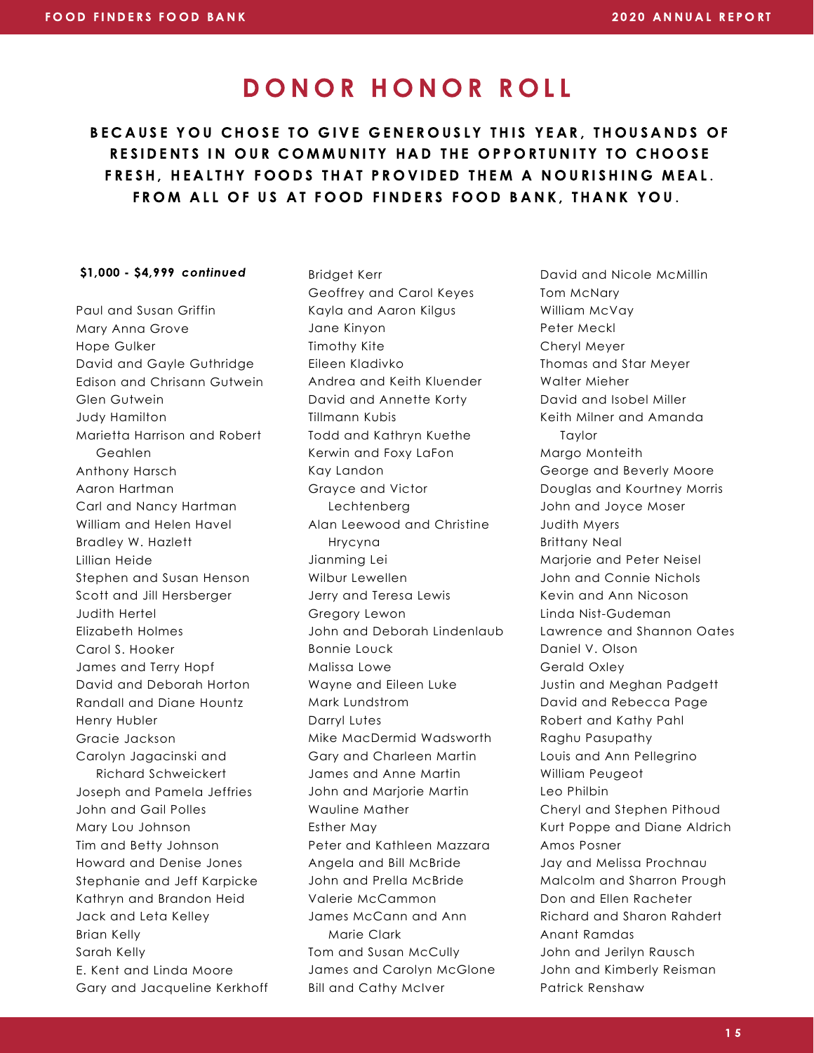# DONOR HONOR ROLL

**BECAUSE YOU CHOSE TO GIVE GENEROUSLY THIS YEAR, THOUSANDS OF RESIDENTS IN OUR COMMUNITY HAD THE OPPORTUNITY TO CHOOSE FRESH, HEALTHY FOODS THAT PROVIDED THEM A NOURISHING MEAL. FROM ALL OF US AT FOOD FINDERS FOOD BANK, THANK YOU.**

**$1,000 - $4,999 *continued***

Paul and Susan Griffin
Mary Anna Grove
Hope Gulker
David and Gayle Guthridge
Edison and Chrisann Gutwein
Glen Gutwein
Judy Hamilton
Marietta Harrison and Robert Geahlen
Anthony Harsch
Aaron Hartman
Carl and Nancy Hartman
William and Helen Havel
Bradley W. Hazlett
Lillian Heide
Stephen and Susan Henson
Scott and Jill Hersberger
Judith Hertel
Elizabeth Holmes
Carol S. Hooker
James and Terry Hopf
David and Deborah Horton
Randall and Diane Hountz
Henry Hubler
Gracie Jackson
Carolyn Jagacinski and Richard Schweickert
Joseph and Pamela Jeffries
John and Gail Polles
Mary Lou Johnson
Tim and Betty Johnson
Howard and Denise Jones
Stephanie and Jeff Karpicke
Kathryn and Brandon Heid
Jack and Leta Kelley
Brian Kelly
Sarah Kelly
E. Kent and Linda Moore
Gary and Jacqueline Kerkhoff
Bridget Kerr
Geoffrey and Carol Keyes
Kayla and Aaron Kilgus
Jane Kinyon
Timothy Kite
Eileen Kladivko
Andrea and Keith Kluender
David and Annette Korty
Tillmann Kubis
Todd and Kathryn Kuethe
Kerwin and Foxy LaFon
Kay Landon
Grayce and Victor Lechtenberg
Alan Leewood and Christine Hrycyna
Jianming Lei
Wilbur Lewellen
Jerry and Teresa Lewis
Gregory Lewon
John and Deborah Lindenlaub
Bonnie Louck
Malissa Lowe
Wayne and Eileen Luke
Mark Lundstrom
Darryl Lutes
Mike MacDermid Wadsworth
Gary and Charleen Martin
James and Anne Martin
John and Marjorie Martin
Wauline Mather
Esther May
Peter and Kathleen Mazzara
Angela and Bill McBride
John and Prella McBride
Valerie McCammon
James McCann and Ann Marie Clark
Tom and Susan McCully
James and Carolyn McGlone
Bill and Cathy McIver
David and Nicole McMillin
Tom McNary
William McVay
Peter Meckl
Cheryl Meyer
Thomas and Star Meyer
Walter Mieher
David and Isobel Miller
Keith Milner and Amanda Taylor
Margo Monteith
George and Beverly Moore
Douglas and Kourtney Morris
John and Joyce Moser
Judith Myers
Brittany Neal
Marjorie and Peter Neisel
John and Connie Nichols
Kevin and Ann Nicoson
Linda Nist-Gudeman
Lawrence and Shannon Oates
Daniel V. Olson
Gerald Oxley
Justin and Meghan Padgett
David and Rebecca Page
Robert and Kathy Pahl
Raghu Pasupathy
Louis and Ann Pellegrino
William Peugeot
Leo Philbin
Cheryl and Stephen Pithoud
Kurt Poppe and Diane Aldrich
Amos Posner
Jay and Melissa Prochnau
Malcolm and Sharron Prough
Don and Ellen Racheter
Richard and Sharon Rahdert
Anant Ramdas
John and Jerilyn Rausch
John and Kimberly Reisman
Patrick Renshaw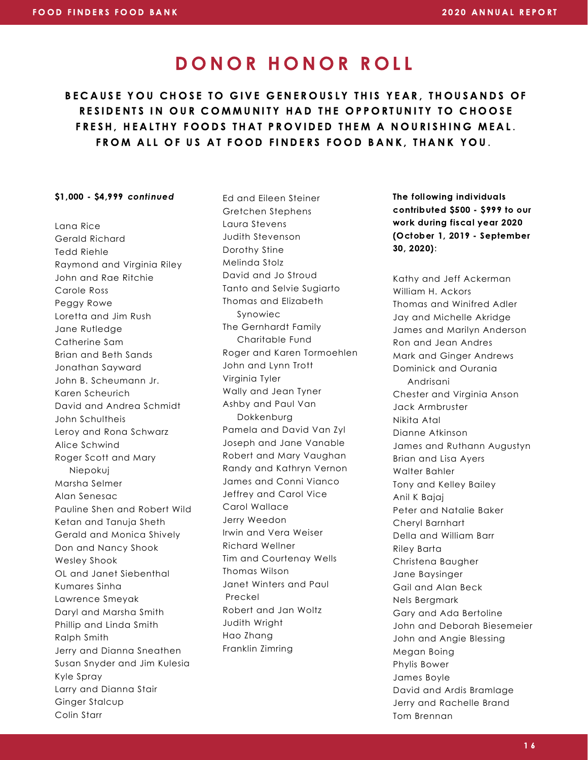# DONOR HONOR ROLL

**BECAUSE YOU CHOSE TO GIVE GENEROUSLY THIS YEAR, THOUSANDS OF RESIDENTS IN OUR COMMUNITY HAD THE OPPORTUNITY TO CHOOSE FRESH, HEALTHY FOODS THAT PROVIDED THEM A NOURISHING MEAL. FROM ALL OF US AT FOOD FINDERS FOOD BANK, THANK YOU.**

**$1,000 - $4,999 *continued***

Lana Rice
Gerald Richard
Tedd Riehle
Raymond and Virginia Riley
John and Rae Ritchie
Carole Ross
Peggy Rowe
Loretta and Jim Rush
Jane Rutledge
Catherine Sam
Brian and Beth Sands
Jonathan Sayward
John B. Scheumann Jr.
Karen Scheurich
David and Andrea Schmidt
John Schultheis
Leroy and Rona Schwarz
Alice Schwind
Roger Scott and Mary Niepokuj
Marsha Selmer
Alan Senesac
Pauline Shen and Robert Wild
Ketan and Tanuja Sheth
Gerald and Monica Shively
Don and Nancy Shook
Wesley Shook
OL and Janet Siebenthal
Kumares Sinha
Lawrence Smeyak
Daryl and Marsha Smith
Phillip and Linda Smith
Ralph Smith
Jerry and Dianna Sneathen
Susan Snyder and Jim Kulesia
Kyle Spray
Larry and Dianna Stair
Ginger Stalcup
Colin Starr
Ed and Eileen Steiner
Gretchen Stephens
Laura Stevens
Judith Stevenson
Dorothy Stine
Melinda Stolz
David and Jo Stroud
Tanto and Selvie Sugiarto
Thomas and Elizabeth Synowiec
The Gernhardt Family Charitable Fund
Roger and Karen Tormoehlen
John and Lynn Trott
Virginia Tyler
Wally and Jean Tyner
Ashby and Paul Van Dokkenburg
Pamela and David Van Zyl
Joseph and Jane Vanable
Robert and Mary Vaughan
Randy and Kathryn Vernon
James and Conni Vianco
Jeffrey and Carol Vice
Carol Wallace
Jerry Weedon
Irwin and Vera Weiser
Richard Wellner
Tim and Courtenay Wells
Thomas Wilson
Janet Winters and Paul Preckel
Robert and Jan Woltz
Judith Wright
Hao Zhang
Franklin Zimring

**The following individuals contributed $500 - $999 to our work during fiscal year 2020 (October 1, 2019 - September 30, 2020):**

Kathy and Jeff Ackerman
William H. Ackors
Thomas and Winifred Adler
Jay and Michelle Akridge
James and Marilyn Anderson
Ron and Jean Andres
Mark and Ginger Andrews
Dominick and Ourania Andrisani
Chester and Virginia Anson
Jack Armbruster
Nikita Atal
Dianne Atkinson
James and Ruthann Augustyn
Brian and Lisa Ayers
Walter Bahler
Tony and Kelley Bailey
Anil K Bajaj
Peter and Natalie Baker
Cheryl Barnhart
Della and William Barr
Riley Barta
Christena Baugher
Jane Baysinger
Gail and Alan Beck
Nels Bergmark
Gary and Ada Bertoline
John and Deborah Biesemeier
John and Angie Blessing
Megan Boing
Phylis Bower
James Boyle
David and Ardis Bramlage
Jerry and Rachelle Brand
Tom Brennan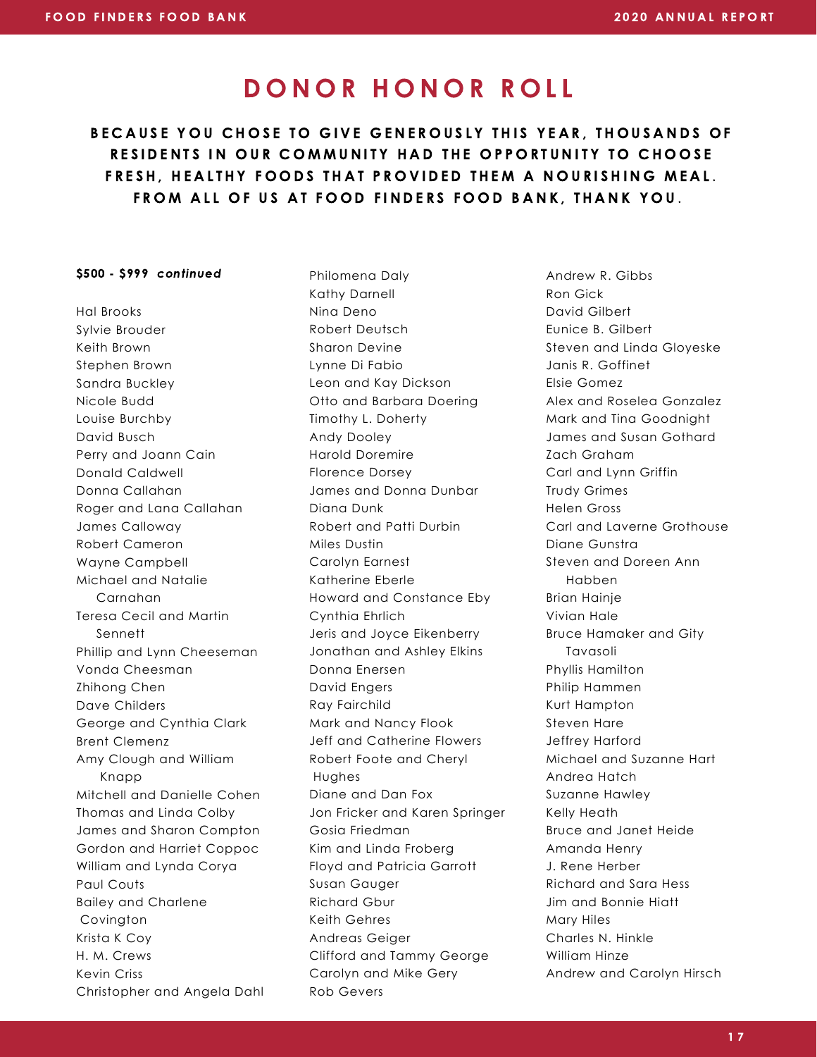# DONOR HONOR ROLL

**BECAUSE YOU CHOSE TO GIVE GENEROUSLY THIS YEAR, THOUSANDS OF RESIDENTS IN OUR COMMUNITY HAD THE OPPORTUNITY TO CHOOSE FRESH, HEALTHY FOODS THAT PROVIDED THEM A NOURISHING MEAL. FROM ALL OF US AT FOOD FINDERS FOOD BANK, THANK YOU.**

**$500 - $999** ***continued***

Hal Brooks
Sylvie Brouder
Keith Brown
Stephen Brown
Sandra Buckley
Nicole Budd
Louise Burchby
David Busch
Perry and Joann Cain
Donald Caldwell
Donna Callahan
Roger and Lana Callahan
James Calloway
Robert Cameron
Wayne Campbell
Michael and Natalie Carnahan
Teresa Cecil and Martin Sennett
Phillip and Lynn Cheeseman
Vonda Cheesman
Zhihong Chen
Dave Childers
George and Cynthia Clark
Brent Clemenz
Amy Clough and William Knapp
Mitchell and Danielle Cohen
Thomas and Linda Colby
James and Sharon Compton
Gordon and Harriet Coppoc
William and Lynda Corya
Paul Couts
Bailey and Charlene Covington
Krista K Coy
H. M. Crews
Kevin Criss
Christopher and Angela Dahl
Philomena Daly
Kathy Darnell
Nina Deno
Robert Deutsch
Sharon Devine
Lynne Di Fabio
Leon and Kay Dickson
Otto and Barbara Doering
Timothy L. Doherty
Andy Dooley
Harold Doremire
Florence Dorsey
James and Donna Dunbar
Diana Dunk
Robert and Patti Durbin
Miles Dustin
Carolyn Earnest
Katherine Eberle
Howard and Constance Eby
Cynthia Ehrlich
Jeris and Joyce Eikenberry
Jonathan and Ashley Elkins
Donna Enersen
David Engers
Ray Fairchild
Mark and Nancy Flook
Jeff and Catherine Flowers
Robert Foote and Cheryl Hughes
Diane and Dan Fox
Jon Fricker and Karen Springer
Gosia Friedman
Kim and Linda Froberg
Floyd and Patricia Garrott
Susan Gauger
Richard Gbur
Keith Gehres
Andreas Geiger
Clifford and Tammy George
Carolyn and Mike Gery
Rob Gevers
Andrew R. Gibbs
Ron Gick
David Gilbert
Eunice B. Gilbert
Steven and Linda Gloyeske
Janis R. Goffinet
Elsie Gomez
Alex and Roselea Gonzalez
Mark and Tina Goodnight
James and Susan Gothard
Zach Graham
Carl and Lynn Griffin
Trudy Grimes
Helen Gross
Carl and Laverne Grothouse
Diane Gunstra
Steven and Doreen Ann Habben
Brian Hainje
Vivian Hale
Bruce Hamaker and Gity Tavasoli
Phyllis Hamilton
Philip Hammen
Kurt Hampton
Steven Hare
Jeffrey Harford
Michael and Suzanne Hart
Andrea Hatch
Suzanne Hawley
Kelly Heath
Bruce and Janet Heide
Amanda Henry
J. Rene Herber
Richard and Sara Hess
Jim and Bonnie Hiatt
Mary Hiles
Charles N. Hinkle
William Hinze
Andrew and Carolyn Hirsch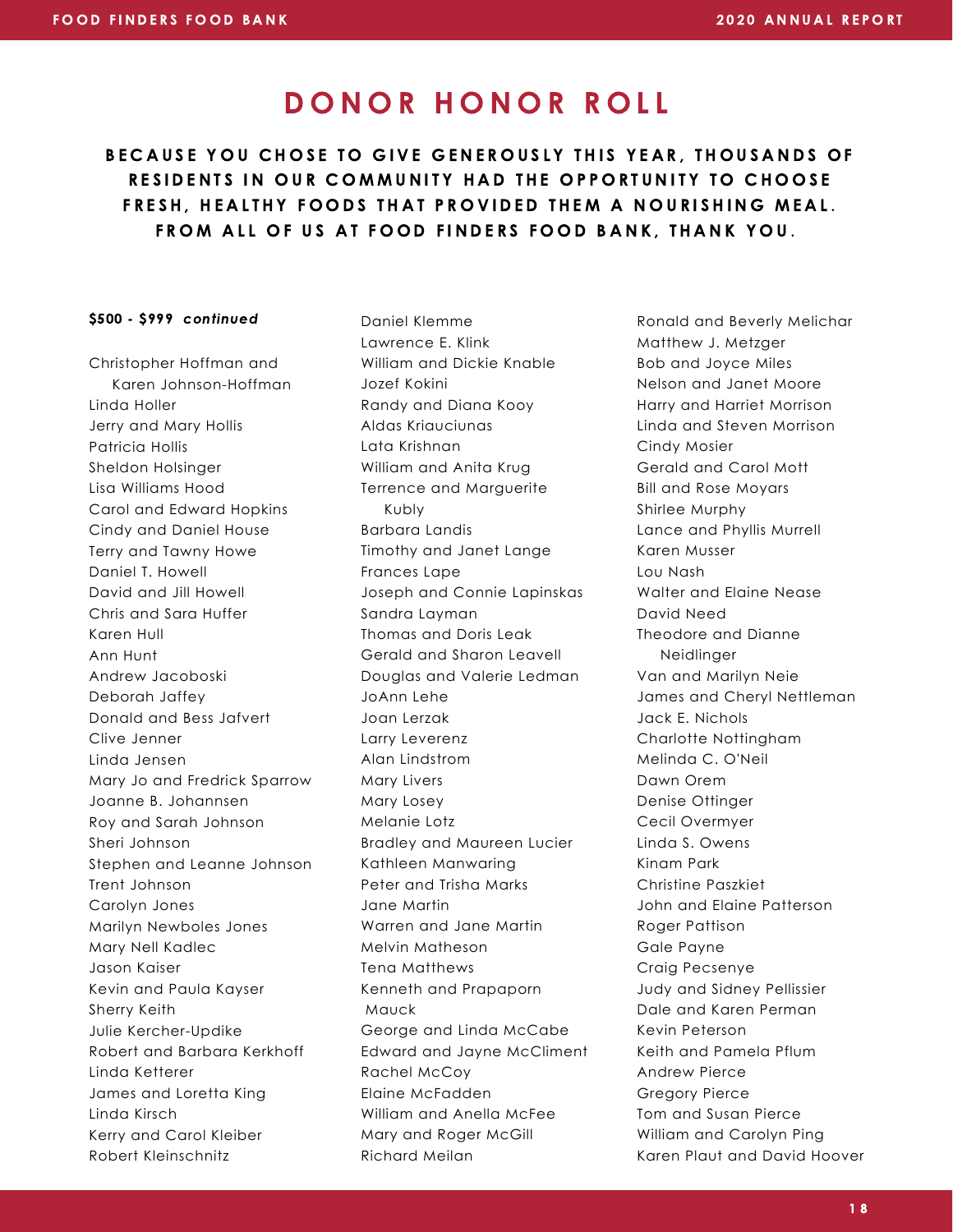# DONOR HONOR ROLL

**BECAUSE YOU CHOSE TO GIVE GENEROUSLY THIS YEAR, THOUSANDS OF RESIDENTS IN OUR COMMUNITY HAD THE OPPORTUNITY TO CHOOSE FRESH, HEALTHY FOODS THAT PROVIDED THEM A NOURISHING MEAL. FROM ALL OF US AT FOOD FINDERS FOOD BANK, THANK YOU.**

**$500 - $999** ***continued***

Christopher Hoffman and Karen Johnson-Hoffman
Linda Holler
Jerry and Mary Hollis
Patricia Hollis
Sheldon Holsinger
Lisa Williams Hood
Carol and Edward Hopkins
Cindy and Daniel House
Terry and Tawny Howe
Daniel T. Howell
David and Jill Howell
Chris and Sara Huffer
Karen Hull
Ann Hunt
Andrew Jacoboski
Deborah Jaffey
Donald and Bess Jafvert
Clive Jenner
Linda Jensen
Mary Jo and Fredrick Sparrow
Joanne B. Johannsen
Roy and Sarah Johnson
Sheri Johnson
Stephen and Leanne Johnson
Trent Johnson
Carolyn Jones
Marilyn Newboles Jones
Mary Nell Kadlec
Jason Kaiser
Kevin and Paula Kayser
Sherry Keith
Julie Kercher-Updike
Robert and Barbara Kerkhoff
Linda Ketterer
James and Loretta King
Linda Kirsch
Kerry and Carol Kleiber
Robert Kleinschnitz
Daniel Klemme
Lawrence E. Klink
William and Dickie Knable
Jozef Kokini
Randy and Diana Kooy
Aldas Kriauciunas
Lata Krishnan
William and Anita Krug
Terrence and Marguerite Kubly
Barbara Landis
Timothy and Janet Lange
Frances Lape
Joseph and Connie Lapinskas
Sandra Layman
Thomas and Doris Leak
Gerald and Sharon Leavell
Douglas and Valerie Ledman
JoAnn Lehe
Joan Lerzak
Larry Leverenz
Alan Lindstrom
Mary Livers
Mary Losey
Melanie Lotz
Bradley and Maureen Lucier
Kathleen Manwaring
Peter and Trisha Marks
Jane Martin
Warren and Jane Martin
Melvin Matheson
Tena Matthews
Kenneth and Prapaporn Mauck
George and Linda McCabe
Edward and Jayne McCliment
Rachel McCoy
Elaine McFadden
William and Anella McFee
Mary and Roger McGill
Richard Meilan
Ronald and Beverly Melichar
Matthew J. Metzger
Bob and Joyce Miles
Nelson and Janet Moore
Harry and Harriet Morrison
Linda and Steven Morrison
Cindy Mosier
Gerald and Carol Mott
Bill and Rose Moyars
Shirlee Murphy
Lance and Phyllis Murrell
Karen Musser
Lou Nash
Walter and Elaine Nease
David Need
Theodore and Dianne Neidlinger
Van and Marilyn Neie
James and Cheryl Nettleman
Jack E. Nichols
Charlotte Nottingham
Melinda C. O'Neil
Dawn Orem
Denise Ottinger
Cecil Overmyer
Linda S. Owens
Kinam Park
Christine Paszkiet
John and Elaine Patterson
Roger Pattison
Gale Payne
Craig Pecsenye
Judy and Sidney Pellissier
Dale and Karen Perman
Kevin Peterson
Keith and Pamela Pflum
Andrew Pierce
Gregory Pierce
Tom and Susan Pierce
William and Carolyn Ping
Karen Plaut and David Hoover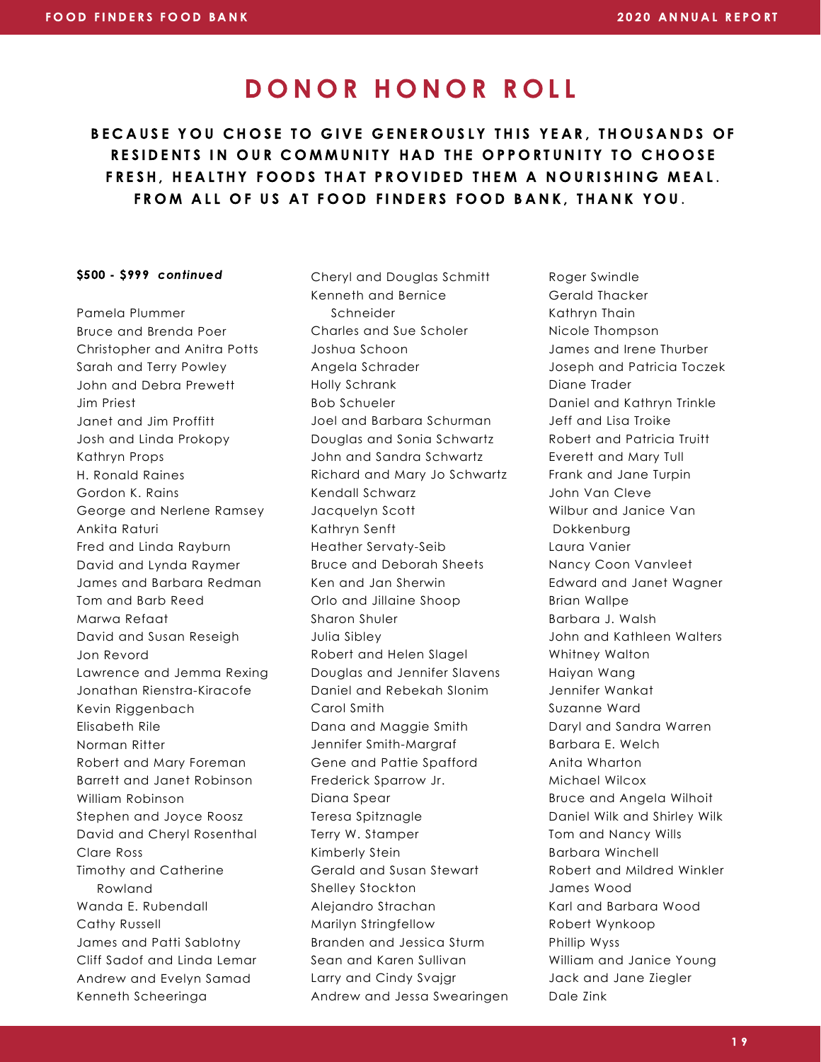# DONOR HONOR ROLL

**BECAUSE YOU CHOSE TO GIVE GENEROUSLY THIS YEAR, THOUSANDS OF RESIDENTS IN OUR COMMUNITY HAD THE OPPORTUNITY TO CHOOSE FRESH, HEALTHY FOODS THAT PROVIDED THEM A NOURISHING MEAL. FROM ALL OF US AT FOOD FINDERS FOOD BANK, THANK YOU.**

**$500 - $999 *continued***

Pamela Plummer
Bruce and Brenda Poer
Christopher and Anitra Potts
Sarah and Terry Powley
John and Debra Prewett
Jim Priest
Janet and Jim Proffitt
Josh and Linda Prokopy
Kathryn Props
H. Ronald Raines
Gordon K. Rains
George and Nerlene Ramsey
Ankita Raturi
Fred and Linda Rayburn
David and Lynda Raymer
James and Barbara Redman
Tom and Barb Reed
Marwa Refaat
David and Susan Reseigh
Jon Revord
Lawrence and Jemma Rexing
Jonathan Rienstra-Kiracofe
Kevin Riggenbach
Elisabeth Rile
Norman Ritter
Robert and Mary Foreman
Barrett and Janet Robinson
William Robinson
Stephen and Joyce Roosz
David and Cheryl Rosenthal
Clare Ross
Timothy and Catherine Rowland
Wanda E. Rubendall
Cathy Russell
James and Patti Sablotny
Cliff Sadof and Linda Lemar
Andrew and Evelyn Samad
Kenneth Scheeringa
Cheryl and Douglas Schmitt
Kenneth and Bernice Schneider
Charles and Sue Scholer
Joshua Schoon
Angela Schrader
Holly Schrank
Bob Schueler
Joel and Barbara Schurman
Douglas and Sonia Schwartz
John and Sandra Schwartz
Richard and Mary Jo Schwartz
Kendall Schwarz
Jacquelyn Scott
Kathryn Senft
Heather Servaty-Seib
Bruce and Deborah Sheets
Ken and Jan Sherwin
Orlo and Jillaine Shoop
Sharon Shuler
Julia Sibley
Robert and Helen Slagel
Douglas and Jennifer Slavens
Daniel and Rebekah Slonim
Carol Smith
Dana and Maggie Smith
Jennifer Smith-Margraf
Gene and Pattie Spafford
Frederick Sparrow Jr.
Diana Spear
Teresa Spitznagle
Terry W. Stamper
Kimberly Stein
Gerald and Susan Stewart
Shelley Stockton
Alejandro Strachan
Marilyn Stringfellow
Branden and Jessica Sturm
Sean and Karen Sullivan
Larry and Cindy Svajgr
Andrew and Jessa Swearingen
Roger Swindle
Gerald Thacker
Kathryn Thain
Nicole Thompson
James and Irene Thurber
Joseph and Patricia Toczek
Diane Trader
Daniel and Kathryn Trinkle
Jeff and Lisa Troike
Robert and Patricia Truitt
Everett and Mary Tull
Frank and Jane Turpin
John Van Cleve
Wilbur and Janice Van Dokkenburg
Laura Vanier
Nancy Coon Vanvleet
Edward and Janet Wagner
Brian Wallpe
Barbara J. Walsh
John and Kathleen Walters
Whitney Walton
Haiyan Wang
Jennifer Wankat
Suzanne Ward
Daryl and Sandra Warren
Barbara E. Welch
Anita Wharton
Michael Wilcox
Bruce and Angela Wilhoit
Daniel Wilk and Shirley Wilk
Tom and Nancy Wills
Barbara Winchell
Robert and Mildred Winkler
James Wood
Karl and Barbara Wood
Robert Wynkoop
Phillip Wyss
William and Janice Young
Jack and Jane Ziegler
Dale Zink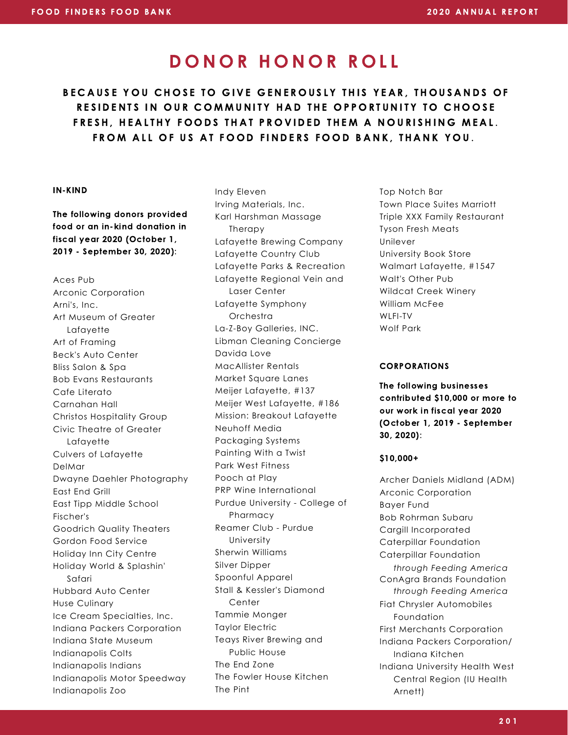# DONOR HONOR ROLL

**BECAUSE YOU CHOSE TO GIVE GENEROUSLY THIS YEAR, THOUSANDS OF RESIDENTS IN OUR COMMUNITY HAD THE OPPORTUNITY TO CHOOSE FRESH, HEALTHY FOODS THAT PROVIDED THEM A NOURISHING MEAL. FROM ALL OF US AT FOOD FINDERS FOOD BANK, THANK YOU.**

### IN-KIND

**The following donors provided food or an in-kind donation in fiscal year 2020 (October 1, 2019 - September 30, 2020):**

Aces Pub
Arconic Corporation
Arni's, Inc.
Art Museum of Greater Lafayette
Art of Framing
Beck's Auto Center
Bliss Salon & Spa
Bob Evans Restaurants
Cafe Literato
Carnahan Hall
Christos Hospitality Group
Civic Theatre of Greater Lafayette
Culvers of Lafayette
DelMar
Dwayne Daehler Photography
East End Grill
East Tipp Middle School
Fischer's
Goodrich Quality Theaters
Gordon Food Service
Holiday Inn City Centre
Holiday World & Splashin' Safari
Hubbard Auto Center
Huse Culinary
Ice Cream Specialties, Inc.
Indiana Packers Corporation
Indiana State Museum
Indianapolis Colts
Indianapolis Indians
Indianapolis Motor Speedway
Indianapolis Zoo
Indy Eleven
Irving Materials, Inc.
Karl Harshman Massage Therapy
Lafayette Brewing Company
Lafayette Country Club
Lafayette Parks & Recreation
Lafayette Regional Vein and Laser Center
Lafayette Symphony Orchestra
La-Z-Boy Galleries, INC.
Libman Cleaning Concierge
Davida Love
MacAllister Rentals
Market Square Lanes
Meijer Lafayette, #137
Meijer West Lafayette, #186
Mission: Breakout Lafayette
Neuhoff Media
Packaging Systems
Painting With a Twist
Park West Fitness
Pooch at Play
PRP Wine International
Purdue University - College of Pharmacy
Reamer Club - Purdue University
Sherwin Williams
Silver Dipper
Spoonful Apparel
Stall & Kessler's Diamond Center
Tammie Monger
Taylor Electric
Teays River Brewing and Public House
The End Zone
The Fowler House Kitchen
The Pint
Top Notch Bar
Town Place Suites Marriott
Triple XXX Family Restaurant
Tyson Fresh Meats
Unilever
University Book Store
Walmart Lafayette, #1547
Walt's Other Pub
Wildcat Creek Winery
William McFee
WLFI-TV
Wolf Park

### CORPORATIONS

**The following businesses contributed $10,000 or more to our work in fiscal year 2020 (October 1, 2019 - September 30, 2020):**

**$10,000+**

Archer Daniels Midland (ADM)
Arconic Corporation
Bayer Fund
Bob Rohrman Subaru
Cargill Incorporated
Caterpillar Foundation
Caterpillar Foundation *through Feeding America*
ConAgra Brands Foundation *through Feeding America*
Fiat Chrysler Automobiles Foundation
First Merchants Corporation
Indiana Packers Corporation/ Indiana Kitchen
Indiana University Health West Central Region (IU Health Arnett)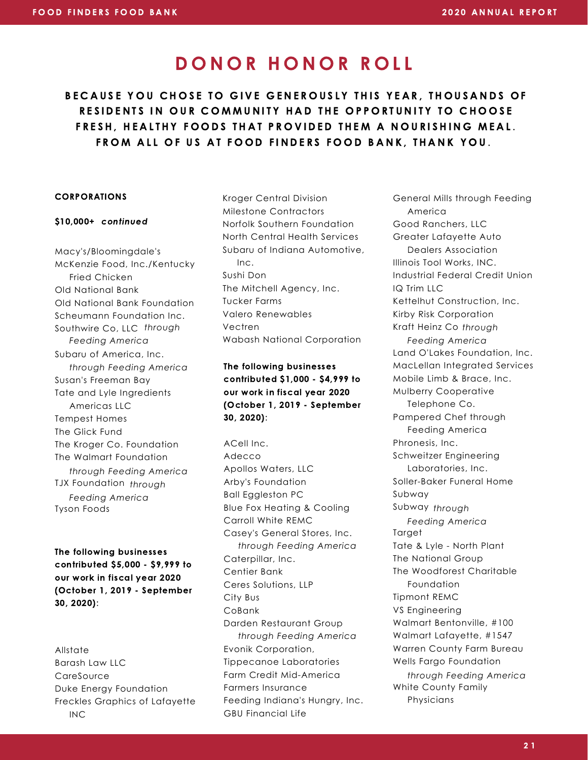# DONOR HONOR ROLL

**BECAUSE YOU CHOSE TO GIVE GENEROUSLY THIS YEAR, THOUSANDS OF RESIDENTS IN OUR COMMUNITY HAD THE OPPORTUNITY TO CHOOSE FRESH, HEALTHY FOODS THAT PROVIDED THEM A NOURISHING MEAL. FROM ALL OF US AT FOOD FINDERS FOOD BANK, THANK YOU.**

**CORPORATIONS**

**$10,000+ *continued***

Macy's/Bloomingdale's
McKenzie Food, Inc./Kentucky Fried Chicken
Old National Bank
Old National Bank Foundation
Scheumann Foundation Inc.
Southwire Co, LLC *through Feeding America*
Subaru of America, Inc. *through Feeding America*
Susan's Freeman Bay
Tate and Lyle Ingredients Americas LLC
Tempest Homes
The Glick Fund
The Kroger Co. Foundation
The Walmart Foundation *through Feeding America*
TJX Foundation *through Feeding America*
Tyson Foods

**The following businesses contributed $5,000 - $9,999 to our work in fiscal year 2020 (October 1, 2019 - September 30, 2020):**

Allstate
Barash Law LLC
CareSource
Duke Energy Foundation
Freckles Graphics of Lafayette INC
Kroger Central Division
Milestone Contractors
Norfolk Southern Foundation
North Central Health Services
Subaru of Indiana Automotive, Inc.
Sushi Don
The Mitchell Agency, Inc.
Tucker Farms
Valero Renewables
Vectren
Wabash National Corporation

**The following businesses contributed $1,000 - $4,999 to our work in fiscal year 2020 (October 1, 2019 - September 30, 2020):**

ACell Inc.
Adecco
Apollos Waters, LLC
Arby's Foundation
Ball Eggleston PC
Blue Fox Heating & Cooling
Carroll White REMC
Casey's General Stores, Inc. *through Feeding America*
Caterpillar, Inc.
Centier Bank
Ceres Solutions, LLP
City Bus
CoBank
Darden Restaurant Group *through Feeding America*
Evonik Corporation, Tippecanoe Laboratories
Farm Credit Mid-America
Farmers Insurance
Feeding Indiana's Hungry, Inc.
GBU Financial Life
General Mills through Feeding America
Good Ranchers, LLC
Greater Lafayette Auto Dealers Association
Illinois Tool Works, INC.
Industrial Federal Credit Union
IQ Trim LLC
Kettelhut Construction, Inc.
Kirby Risk Corporation
Kraft Heinz Co *through Feeding America*
Land O'Lakes Foundation, Inc.
MacLellan Integrated Services
Mobile Limb & Brace, Inc.
Mulberry Cooperative Telephone Co.
Pampered Chef through Feeding America
Phronesis, Inc.
Schweitzer Engineering Laboratories, Inc.
Soller-Baker Funeral Home
Subway
Subway *through Feeding America*
Target
Tate & Lyle - North Plant
The National Group
The Woodforest Charitable Foundation
Tipmont REMC
VS Engineering
Walmart Bentonville, #100
Walmart Lafayette, #1547
Warren County Farm Bureau
Wells Fargo Foundation *through Feeding America*
White County Family Physicians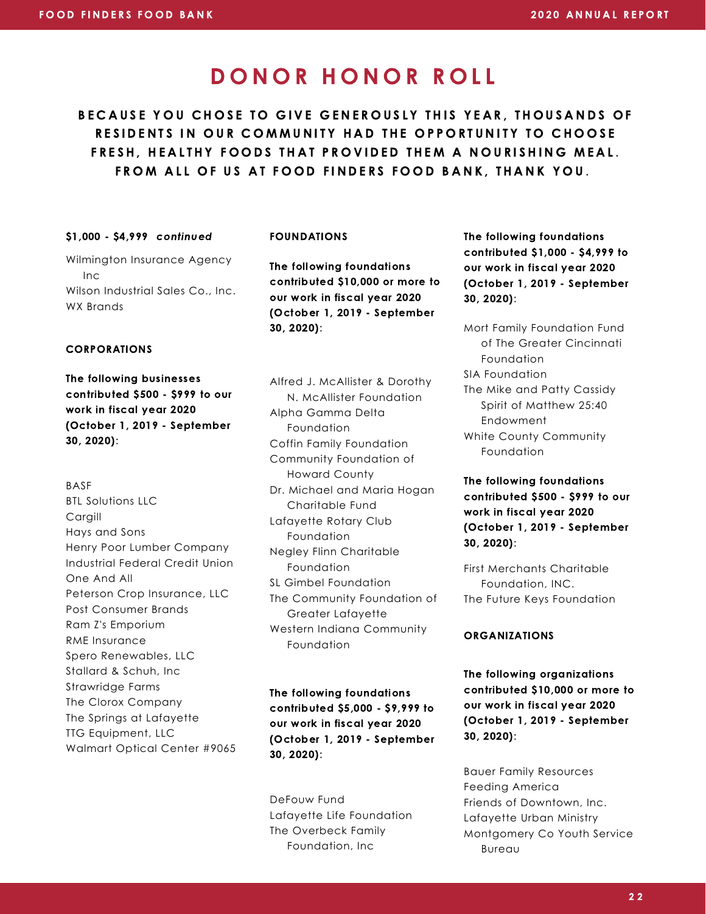# DONOR HONOR ROLL

**BECAUSE YOU CHOSE TO GIVE GENEROUSLY THIS YEAR, THOUSANDS OF RESIDENTS IN OUR COMMUNITY HAD THE OPPORTUNITY TO CHOOSE FRESH, HEALTHY FOODS THAT PROVIDED THEM A NOURISHING MEAL. FROM ALL OF US AT FOOD FINDERS FOOD BANK, THANK YOU.**

**$1,000 - $4,999** ***continued***

Wilmington Insurance Agency Inc
Wilson Industrial Sales Co., Inc.
WX Brands

**CORPORATIONS**

**The following businesses contributed $500 - $999 to our work in fiscal year 2020 (October 1, 2019 - September 30, 2020):**

BASF
BTL Solutions LLC
Cargill
Hays and Sons
Henry Poor Lumber Company
Industrial Federal Credit Union
One And All
Peterson Crop Insurance, LLC
Post Consumer Brands
Ram Z's Emporium
RME Insurance
Spero Renewables, LLC
Stallard & Schuh, Inc
Strawridge Farms
The Clorox Company
The Springs at Lafayette
TTG Equipment, LLC
Walmart Optical Center #9065

**FOUNDATIONS**

**The following foundations contributed $10,000 or more to our work in fiscal year 2020 (October 1, 2019 - September 30, 2020):**

Alfred J. McAllister & Dorothy N. McAllister Foundation
Alpha Gamma Delta Foundation
Coffin Family Foundation
Community Foundation of Howard County
Dr. Michael and Maria Hogan Charitable Fund
Lafayette Rotary Club Foundation
Negley Flinn Charitable Foundation
SL Gimbel Foundation
The Community Foundation of Greater Lafayette
Western Indiana Community Foundation

**The following foundations contributed $5,000 - $9,999 to our work in fiscal year 2020 (October 1, 2019 - September 30, 2020):**

DeFouw Fund
Lafayette Life Foundation
The Overbeck Family Foundation, Inc

**The following foundations contributed $1,000 - $4,999 to our work in fiscal year 2020 (October 1, 2019 - September 30, 2020):**

Mort Family Foundation Fund of The Greater Cincinnati Foundation
SIA Foundation
The Mike and Patty Cassidy Spirit of Matthew 25:40 Endowment
White County Community Foundation

**The following foundations contributed $500 - $999 to our work in fiscal year 2020 (October 1, 2019 - September 30, 2020):**

First Merchants Charitable Foundation, INC.
The Future Keys Foundation

**ORGANIZATIONS**

**The following organizations contributed $10,000 or more to our work in fiscal year 2020 (October 1, 2019 - September 30, 2020):**

Bauer Family Resources
Feeding America
Friends of Downtown, Inc.
Lafayette Urban Ministry
Montgomery Co Youth Service Bureau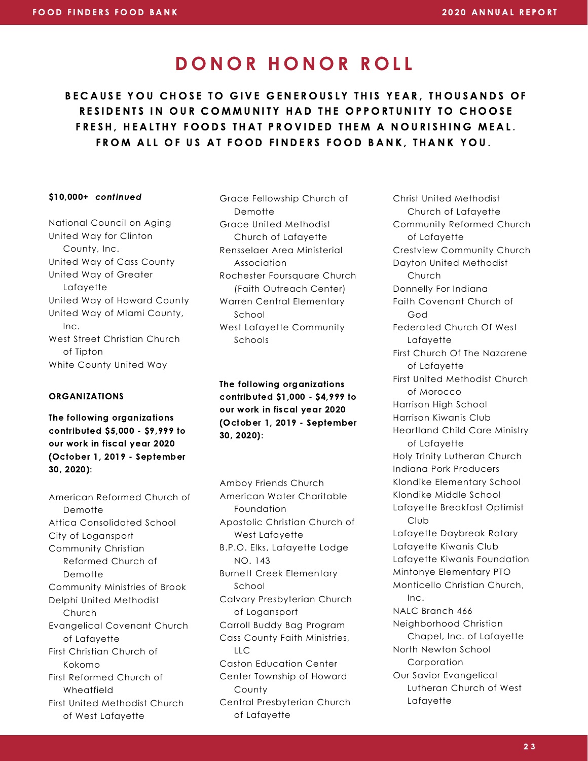# DONOR HONOR ROLL

**BECAUSE YOU CHOSE TO GIVE GENEROUSLY THIS YEAR, THOUSANDS OF RESIDENTS IN OUR COMMUNITY HAD THE OPPORTUNITY TO CHOOSE FRESH, HEALTHY FOODS THAT PROVIDED THEM A NOURISHING MEAL. FROM ALL OF US AT FOOD FINDERS FOOD BANK, THANK YOU.**

**$10,000+** ***continued***

National Council on Aging
United Way for Clinton County, Inc.
United Way of Cass County
United Way of Greater Lafayette
United Way of Howard County
United Way of Miami County, Inc.
West Street Christian Church of Tipton
White County United Way

**ORGANIZATIONS**

**The following organizations contributed $5,000 - $9,999 to our work in fiscal year 2020 (October 1, 2019 - September 30, 2020):**

American Reformed Church of Demotte
Attica Consolidated School
City of Logansport
Community Christian Reformed Church of Demotte
Community Ministries of Brook
Delphi United Methodist Church
Evangelical Covenant Church of Lafayette
First Christian Church of Kokomo
First Reformed Church of Wheatfield
First United Methodist Church of West Lafayette
Grace Fellowship Church of Demotte
Grace United Methodist Church of Lafayette
Rensselaer Area Ministerial Association
Rochester Foursquare Church (Faith Outreach Center)
Warren Central Elementary School
West Lafayette Community Schools

**The following organizations contributed $1,000 - $4,999 to our work in fiscal year 2020 (October 1, 2019 - September 30, 2020):**

Amboy Friends Church
American Water Charitable Foundation
Apostolic Christian Church of West Lafayette
B.P.O. Elks, Lafayette Lodge NO. 143
Burnett Creek Elementary School
Calvary Presbyterian Church of Logansport
Carroll Buddy Bag Program
Cass County Faith Ministries, LLC
Caston Education Center
Center Township of Howard County
Central Presbyterian Church of Lafayette
Christ United Methodist Church of Lafayette
Community Reformed Church of Lafayette
Crestview Community Church
Dayton United Methodist Church
Donnelly For Indiana
Faith Covenant Church of God
Federated Church Of West Lafayette
First Church Of The Nazarene of Lafayette
First United Methodist Church of Morocco
Harrison High School
Harrison Kiwanis Club
Heartland Child Care Ministry of Lafayette
Holy Trinity Lutheran Church
Indiana Pork Producers
Klondike Elementary School
Klondike Middle School
Lafayette Breakfast Optimist Club
Lafayette Daybreak Rotary
Lafayette Kiwanis Club
Lafayette Kiwanis Foundation
Mintonye Elementary PTO
Monticello Christian Church, Inc.
NALC Branch 466
Neighborhood Christian Chapel, Inc. of Lafayette
North Newton School Corporation
Our Savior Evangelical Lutheran Church of West Lafayette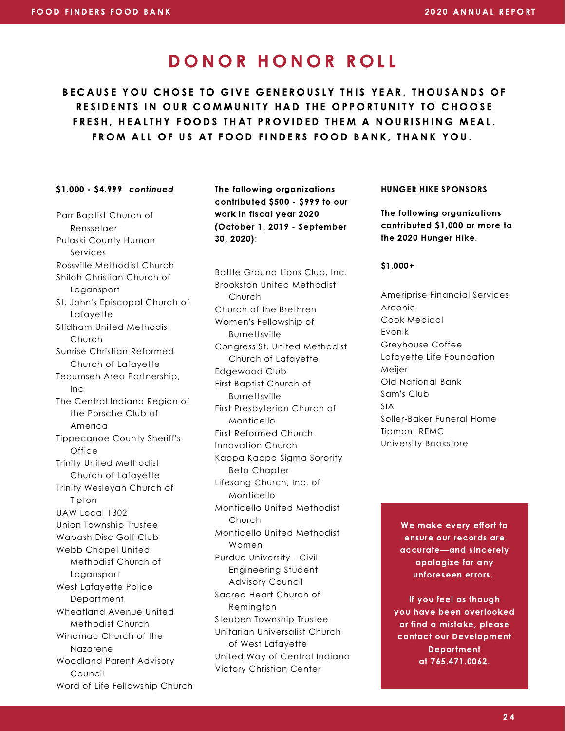# DONOR HONOR ROLL

**BECAUSE YOU CHOSE TO GIVE GENEROUSLY THIS YEAR, THOUSANDS OF RESIDENTS IN OUR COMMUNITY HAD THE OPPORTUNITY TO CHOOSE FRESH, HEALTHY FOODS THAT PROVIDED THEM A NOURISHING MEAL. FROM ALL OF US AT FOOD FINDERS FOOD BANK, THANK YOU.**

**$1,000 - $4,999** ***continued***

Parr Baptist Church of Rensselaer
Pulaski County Human Services
Rossville Methodist Church
Shiloh Christian Church of Logansport
St. John's Episcopal Church of Lafayette
Stidham United Methodist Church
Sunrise Christian Reformed Church of Lafayette
Tecumseh Area Partnership, Inc
The Central Indiana Region of the Porsche Club of America
Tippecanoe County Sheriff's Office
Trinity United Methodist Church of Lafayette
Trinity Wesleyan Church of Tipton
UAW Local 1302
Union Township Trustee
Wabash Disc Golf Club
Webb Chapel United Methodist Church of Logansport
West Lafayette Police Department
Wheatland Avenue United Methodist Church
Winamac Church of the Nazarene
Woodland Parent Advisory Council
Word of Life Fellowship Church

**The following organizations contributed $500 - $999 to our work in fiscal year 2020 (October 1, 2019 - September 30, 2020):**

Battle Ground Lions Club, Inc.
Brookston United Methodist Church
Church of the Brethren Women's Fellowship of Burnettsville
Congress St. United Methodist Church of Lafayette
Edgewood Club
First Baptist Church of Burnettsville
First Presbyterian Church of Monticello
First Reformed Church
Innovation Church
Kappa Kappa Sigma Sorority Beta Chapter
Lifesong Church, Inc. of Monticello
Monticello United Methodist Church
Monticello United Methodist Women
Purdue University - Civil Engineering Student Advisory Council
Sacred Heart Church of Remington
Steuben Township Trustee
Unitarian Universalist Church of West Lafayette
United Way of Central Indiana
Victory Christian Center

**HUNGER HIKE SPONSORS**

**The following organizations contributed $1,000 or more to the 2020 Hunger Hike.**

**$1,000+**

Ameriprise Financial Services
Arconic
Cook Medical
Evonik
Greyhouse Coffee
Lafayette Life Foundation
Meijer
Old National Bank
Sam's Club
SIA
Soller-Baker Funeral Home
Tipmont REMC
University Bookstore

**We make every effort to ensure our records are accurate—and sincerely apologize for any unforeseen errors.**

**If you feel as though you have been overlooked or find a mistake, please contact our Development Department at 765.471.0062.**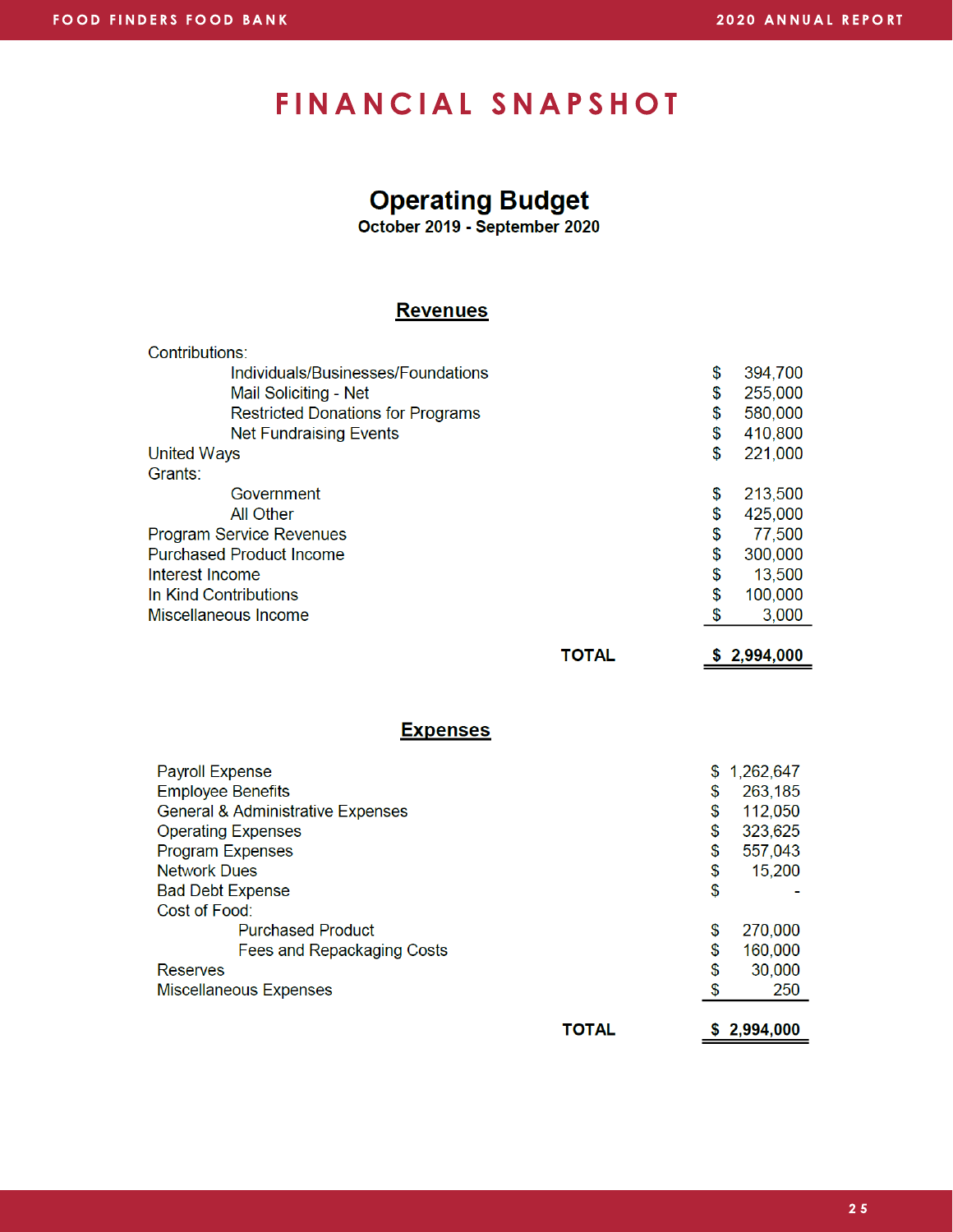# FINANCIAL SNAPSHOT

## Operating Budget

**October 2019 - September 2020**

### Revenues

| | |
|---|---|
| Contributions: | |
| Individuals/Businesses/Foundations | $ 394,700 |
| Mail Soliciting - Net | $ 255,000 |
| Restricted Donations for Programs | $ 580,000 |
| Net Fundraising Events | $ 410,800 |
| United Ways | $ 221,000 |
| Grants: | |
| Government | $ 213,500 |
| All Other | $ 425,000 |
| Program Service Revenues | $ 77,500 |
| Purchased Product Income | $ 300,000 |
| Interest Income | $ 13,500 |
| In Kind Contributions | $ 100,000 |
| Miscellaneous Income | $ 3,000 |
| **TOTAL** | **$ 2,994,000** |

### Expenses

| | |
|---|---|
| Payroll Expense | $ 1,262,647 |
| Employee Benefits | $ 263,185 |
| General & Administrative Expenses | $ 112,050 |
| Operating Expenses | $ 323,625 |
| Program Expenses | $ 557,043 |
| Network Dues | $ 15,200 |
| Bad Debt Expense | $ - |
| Cost of Food: | |
| Purchased Product | $ 270,000 |
| Fees and Repackaging Costs | $ 160,000 |
| Reserves | $ 30,000 |
| Miscellaneous Expenses | $ 250 |
| **TOTAL** | **$ 2,994,000** |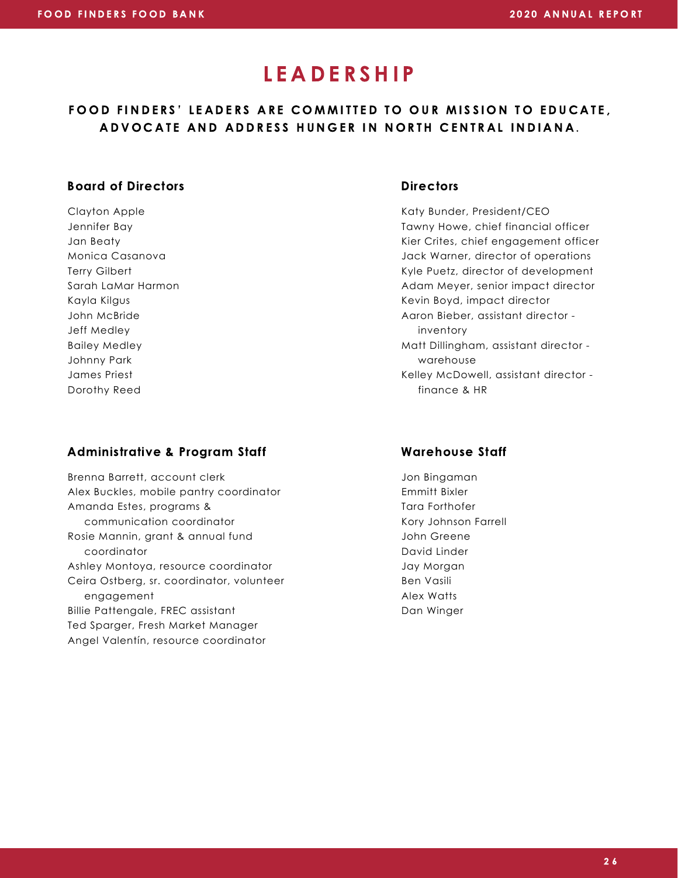# LEADERSHIP

**FOOD FINDERS' LEADERS ARE COMMITTED TO OUR MISSION TO EDUCATE, ADVOCATE AND ADDRESS HUNGER IN NORTH CENTRAL INDIANA.**

### Board of Directors

Clayton Apple
Jennifer Bay
Jan Beaty
Monica Casanova
Terry Gilbert
Sarah LaMar Harmon
Kayla Kilgus
John McBride
Jeff Medley
Bailey Medley
Johnny Park
James Priest
Dorothy Reed

### Directors

Katy Bunder, President/CEO
Tawny Howe, chief financial officer
Kier Crites, chief engagement officer
Jack Warner, director of operations
Kyle Puetz, director of development
Adam Meyer, senior impact director
Kevin Boyd, impact director
Aaron Bieber, assistant director - inventory
Matt Dillingham, assistant director - warehouse
Kelley McDowell, assistant director - finance & HR

### Administrative & Program Staff

Brenna Barrett, account clerk
Alex Buckles, mobile pantry coordinator
Amanda Estes, programs & communication coordinator
Rosie Mannin, grant & annual fund coordinator
Ashley Montoya, resource coordinator
Ceira Ostberg, sr. coordinator, volunteer engagement
Billie Pattengale, FREC assistant
Ted Sparger, Fresh Market Manager
Angel Valentín, resource coordinator

### Warehouse Staff

Jon Bingaman
Emmitt Bixler
Tara Forthofer
Kory Johnson Farrell
John Greene
David Linder
Jay Morgan
Ben Vasili
Alex Watts
Dan Winger